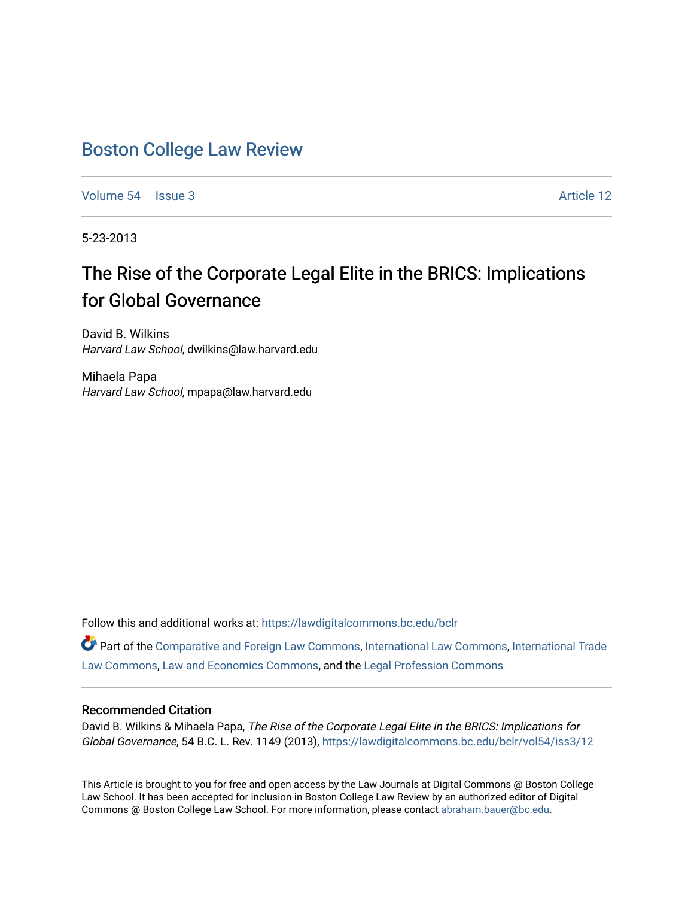# Boston College Law Review

Volume 54 | Issue 3 | Article 12

5-23-2013

## The Rise of the Corporate Legal Elite in the BRICS: Implications for Global Governance

David B. Wilkins
*Harvard Law School*, dwilkins@law.harvard.edu

Mihaela Papa
*Harvard Law School*, mpapa@law.harvard.edu

Follow this and additional works at: https://lawdigitalcommons.bc.edu/bclr

Part of the Comparative and Foreign Law Commons, International Law Commons, International Trade Law Commons, Law and Economics Commons, and the Legal Profession Commons

### Recommended Citation

David B. Wilkins & Mihaela Papa, *The Rise of the Corporate Legal Elite in the BRICS: Implications for Global Governance*, 54 B.C. L. Rev. 1149 (2013), https://lawdigitalcommons.bc.edu/bclr/vol54/iss3/12

This Article is brought to you for free and open access by the Law Journals at Digital Commons @ Boston College Law School. It has been accepted for inclusion in Boston College Law Review by an authorized editor of Digital Commons @ Boston College Law School. For more information, please contact abraham.bauer@bc.edu.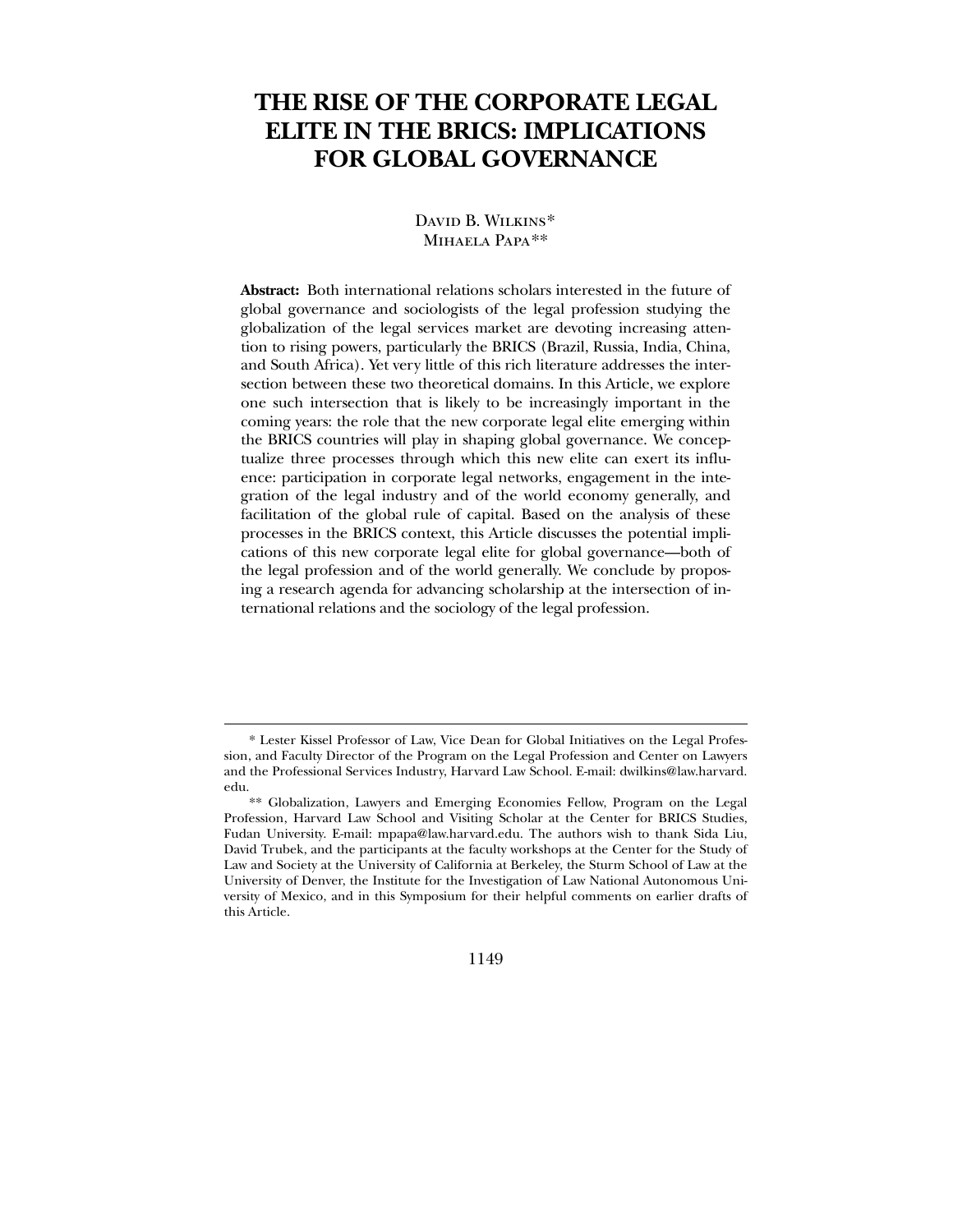# THE RISE OF THE CORPORATE LEGAL ELITE IN THE BRICS: IMPLICATIONS FOR GLOBAL GOVERNANCE

David B. Wilkins*
Mihaela Papa**

**Abstract:** Both international relations scholars interested in the future of global governance and sociologists of the legal profession studying the globalization of the legal services market are devoting increasing attention to rising powers, particularly the BRICS (Brazil, Russia, India, China, and South Africa). Yet very little of this rich literature addresses the intersection between these two theoretical domains. In this Article, we explore one such intersection that is likely to be increasingly important in the coming years: the role that the new corporate legal elite emerging within the BRICS countries will play in shaping global governance. We conceptualize three processes through which this new elite can exert its influence: participation in corporate legal networks, engagement in the integration of the legal industry and of the world economy generally, and facilitation of the global rule of capital. Based on the analysis of these processes in the BRICS context, this Article discusses the potential implications of this new corporate legal elite for global governance—both of the legal profession and of the world generally. We conclude by proposing a research agenda for advancing scholarship at the intersection of international relations and the sociology of the legal profession.

---

\* Lester Kissel Professor of Law, Vice Dean for Global Initiatives on the Legal Profession, and Faculty Director of the Program on the Legal Profession and Center on Lawyers and the Professional Services Industry, Harvard Law School. E-mail: dwilkins@law.harvard.edu.

\*\* Globalization, Lawyers and Emerging Economies Fellow, Program on the Legal Profession, Harvard Law School and Visiting Scholar at the Center for BRICS Studies, Fudan University. E-mail: mpapa@law.harvard.edu. The authors wish to thank Sida Liu, David Trubek, and the participants at the faculty workshops at the Center for the Study of Law and Society at the University of California at Berkeley, the Sturm School of Law at the University of Denver, the Institute for the Investigation of Law National Autonomous University of Mexico, and in this Symposium for their helpful comments on earlier drafts of this Article.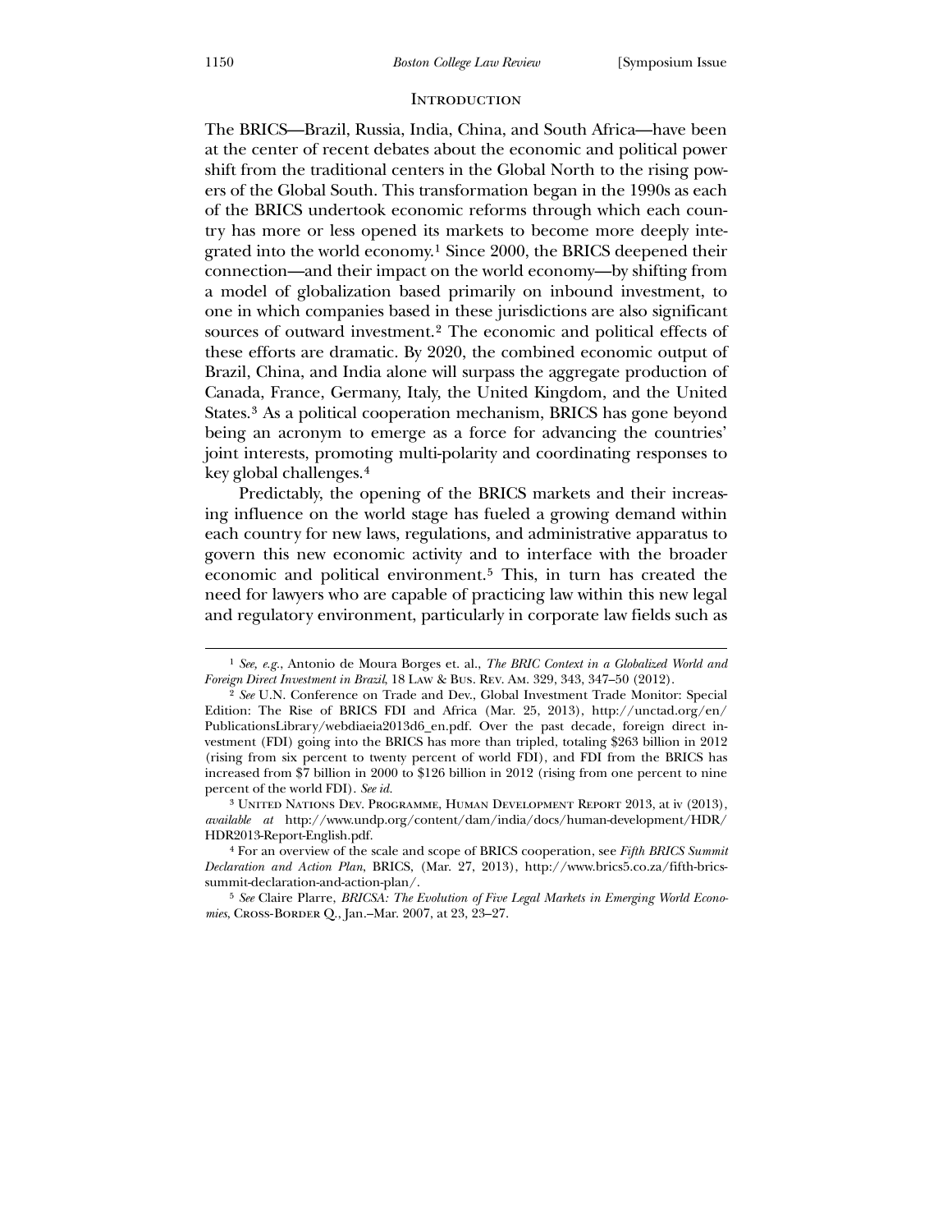## Introduction

The BRICS—Brazil, Russia, India, China, and South Africa—have been at the center of recent debates about the economic and political power shift from the traditional centers in the Global North to the rising powers of the Global South. This transformation began in the 1990s as each of the BRICS undertook economic reforms through which each country has more or less opened its markets to become more deeply integrated into the world economy.[1] Since 2000, the BRICS deepened their connection—and their impact on the world economy—by shifting from a model of globalization based primarily on inbound investment, to one in which companies based in these jurisdictions are also significant sources of outward investment.[2] The economic and political effects of these efforts are dramatic. By 2020, the combined economic output of Brazil, China, and India alone will surpass the aggregate production of Canada, France, Germany, Italy, the United Kingdom, and the United States.[3] As a political cooperation mechanism, BRICS has gone beyond being an acronym to emerge as a force for advancing the countries' joint interests, promoting multi-polarity and coordinating responses to key global challenges.[4]

Predictably, the opening of the BRICS markets and their increasing influence on the world stage has fueled a growing demand within each country for new laws, regulations, and administrative apparatus to govern this new economic activity and to interface with the broader economic and political environment.[5] This, in turn has created the need for lawyers who are capable of practicing law within this new legal and regulatory environment, particularly in corporate law fields such as

---

[1] *See, e.g.*, Antonio de Moura Borges et. al., *The BRIC Context in a Globalized World and Foreign Direct Investment in Brazil*, 18 Law & Bus. Rev. Am. 329, 343, 347–50 (2012).

[2] *See* U.N. Conference on Trade and Dev., Global Investment Trade Monitor: Special Edition: The Rise of BRICS FDI and Africa (Mar. 25, 2013), http://unctad.org/en/PublicationsLibrary/webdiaeia2013d6_en.pdf. Over the past decade, foreign direct investment (FDI) going into the BRICS has more than tripled, totaling $263 billion in 2012 (rising from six percent to twenty percent of world FDI), and FDI from the BRICS has increased from $7 billion in 2000 to $126 billion in 2012 (rising from one percent to nine percent of the world FDI). *See id.*

[3] United Nations Dev. Programme, Human Development Report 2013, at iv (2013), *available at* http://www.undp.org/content/dam/india/docs/human-development/HDR/HDR2013-Report-English.pdf.

[4] For an overview of the scale and scope of BRICS cooperation, see *Fifth BRICS Summit Declaration and Action Plan*, BRICS, (Mar. 27, 2013), http://www.brics5.co.za/fifth-brics-summit-declaration-and-action-plan/.

[5] *See* Claire Plarre, *BRICSA: The Evolution of Five Legal Markets in Emerging World Economies*, Cross-Border Q., Jan.–Mar. 2007, at 23, 23–27.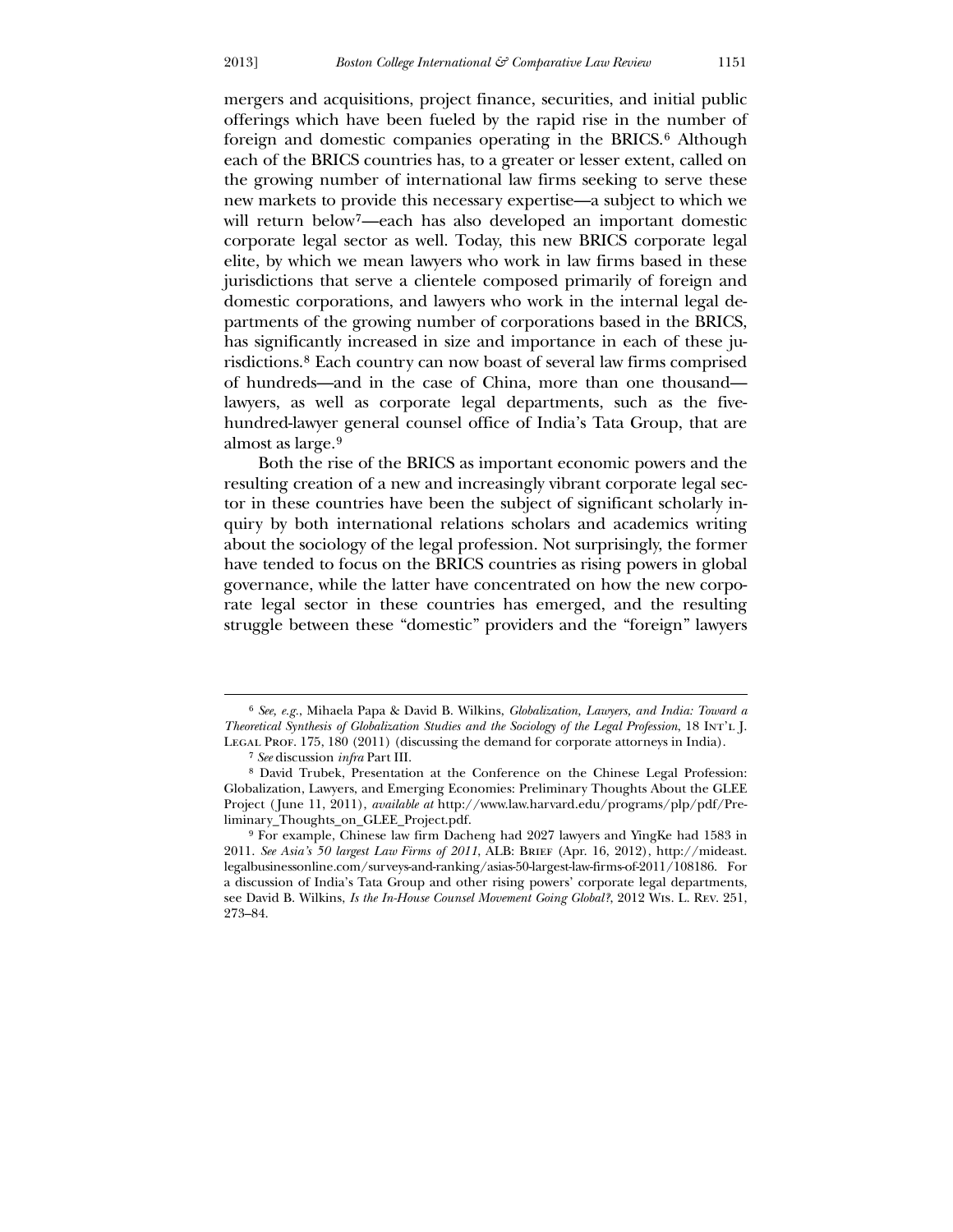mergers and acquisitions, project finance, securities, and initial public offerings which have been fueled by the rapid rise in the number of foreign and domestic companies operating in the BRICS.[6] Although each of the BRICS countries has, to a greater or lesser extent, called on the growing number of international law firms seeking to serve these new markets to provide this necessary expertise—a subject to which we will return below[7]—each has also developed an important domestic corporate legal sector as well. Today, this new BRICS corporate legal elite, by which we mean lawyers who work in law firms based in these jurisdictions that serve a clientele composed primarily of foreign and domestic corporations, and lawyers who work in the internal legal departments of the growing number of corporations based in the BRICS, has significantly increased in size and importance in each of these jurisdictions.[8] Each country can now boast of several law firms comprised of hundreds—and in the case of China, more than one thousand—lawyers, as well as corporate legal departments, such as the five-hundred-lawyer general counsel office of India's Tata Group, that are almost as large.[9]

Both the rise of the BRICS as important economic powers and the resulting creation of a new and increasingly vibrant corporate legal sector in these countries have been the subject of significant scholarly inquiry by both international relations scholars and academics writing about the sociology of the legal profession. Not surprisingly, the former have tended to focus on the BRICS countries as rising powers in global governance, while the latter have concentrated on how the new corporate legal sector in these countries has emerged, and the resulting struggle between these "domestic" providers and the "foreign" lawyers

---

[6] *See, e.g.*, Mihaela Papa & David B. Wilkins, *Globalization, Lawyers, and India: Toward a Theoretical Synthesis of Globalization Studies and the Sociology of the Legal Profession*, 18 Int'l J. Legal Prof. 175, 180 (2011) (discussing the demand for corporate attorneys in India).

[7] *See* discussion *infra* Part III.

[8] David Trubek, Presentation at the Conference on the Chinese Legal Profession: Globalization, Lawyers, and Emerging Economies: Preliminary Thoughts About the GLEE Project (June 11, 2011), *available at* http://www.law.harvard.edu/programs/plp/pdf/Preliminary_Thoughts_on_GLEE_Project.pdf.

[9] For example, Chinese law firm Dacheng had 2027 lawyers and YingKe had 1583 in 2011. *See Asia's 50 largest Law Firms of 2011*, ALB: Brief (Apr. 16, 2012), http://mideast.legalbusinessonline.com/surveys-and-ranking/asias-50-largest-law-firms-of-2011/108186. For a discussion of India's Tata Group and other rising powers' corporate legal departments, see David B. Wilkins, *Is the In-House Counsel Movement Going Global?*, 2012 Wis. L. Rev. 251, 273–84.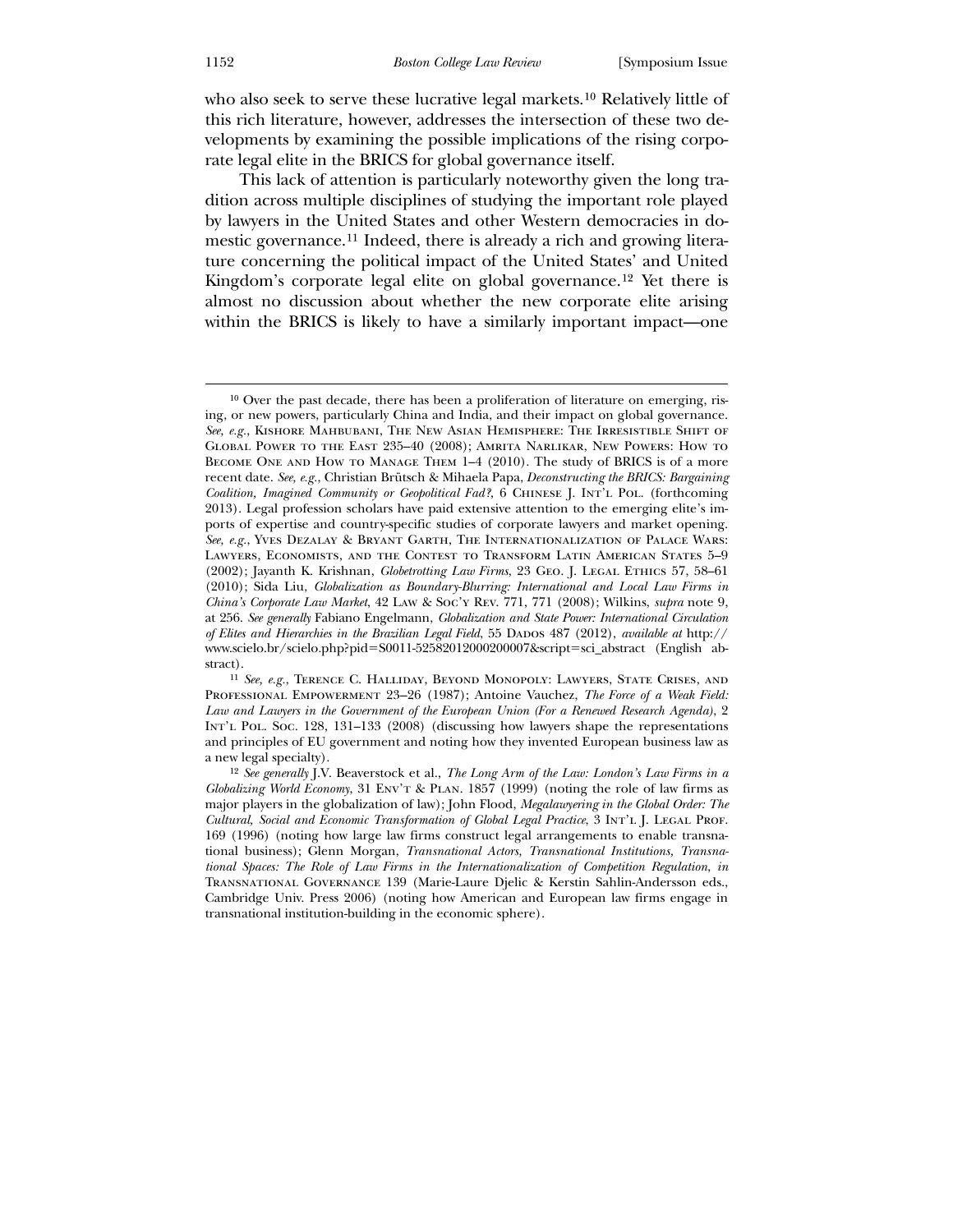who also seek to serve these lucrative legal markets.[10] Relatively little of this rich literature, however, addresses the intersection of these two developments by examining the possible implications of the rising corporate legal elite in the BRICS for global governance itself.

This lack of attention is particularly noteworthy given the long tradition across multiple disciplines of studying the important role played by lawyers in the United States and other Western democracies in domestic governance.[11] Indeed, there is already a rich and growing literature concerning the political impact of the United States' and United Kingdom's corporate legal elite on global governance.[12] Yet there is almost no discussion about whether the new corporate elite arising within the BRICS is likely to have a similarly important impact—one

---

[10] Over the past decade, there has been a proliferation of literature on emerging, rising, or new powers, particularly China and India, and their impact on global governance. *See, e.g.*, Kishore Mahbubani, The New Asian Hemisphere: The Irresistible Shift of Global Power to the East 235–40 (2008); Amrita Narlikar, New Powers: How to Become One and How to Manage Them 1–4 (2010). The study of BRICS is of a more recent date. *See, e.g.*, Christian Brütsch & Mihaela Papa, *Deconstructing the BRICS: Bargaining Coalition, Imagined Community or Geopolitical Fad?*, 6 Chinese J. Int'l Pol. (forthcoming 2013). Legal profession scholars have paid extensive attention to the emerging elite's imports of expertise and country-specific studies of corporate lawyers and market opening. *See, e.g.*, Yves Dezalay & Bryant Garth, The Internationalization of Palace Wars: Lawyers, Economists, and the Contest to Transform Latin American States 5–9 (2002); Jayanth K. Krishnan, *Globetrotting Law Firms*, 23 Geo. J. Legal Ethics 57, 58–61 (2010); Sida Liu, *Globalization as Boundary-Blurring: International and Local Law Firms in China's Corporate Law Market*, 42 Law & Soc'y Rev. 771, 771 (2008); Wilkins, *supra* note 9, at 256. *See generally* Fabiano Engelmann, *Globalization and State Power: International Circulation of Elites and Hierarchies in the Brazilian Legal Field*, 55 Dados 487 (2012), *available at* http://www.scielo.br/scielo.php?pid=S0011-52582012000200007&script=sci_abstract (English abstract).

[11] *See, e.g.*, Terence C. Halliday, Beyond Monopoly: Lawyers, State Crises, and Professional Empowerment 23–26 (1987); Antoine Vauchez, *The Force of a Weak Field: Law and Lawyers in the Government of the European Union (For a Renewed Research Agenda)*, 2 Int'l Pol. Soc. 128, 131–133 (2008) (discussing how lawyers shape the representations and principles of EU government and noting how they invented European business law as a new legal specialty).

[12] *See generally* J.V. Beaverstock et al., *The Long Arm of the Law: London's Law Firms in a Globalizing World Economy*, 31 Env't & Plan. 1857 (1999) (noting the role of law firms as major players in the globalization of law); John Flood, *Megalawyering in the Global Order: The Cultural, Social and Economic Transformation of Global Legal Practice*, 3 Int'l J. Legal Prof. 169 (1996) (noting how large law firms construct legal arrangements to enable transnational business); Glenn Morgan, *Transnational Actors, Transnational Institutions, Transnational Spaces: The Role of Law Firms in the Internationalization of Competition Regulation*, *in* Transnational Governance 139 (Marie-Laure Djelic & Kerstin Sahlin-Andersson eds., Cambridge Univ. Press 2006) (noting how American and European law firms engage in transnational institution-building in the economic sphere).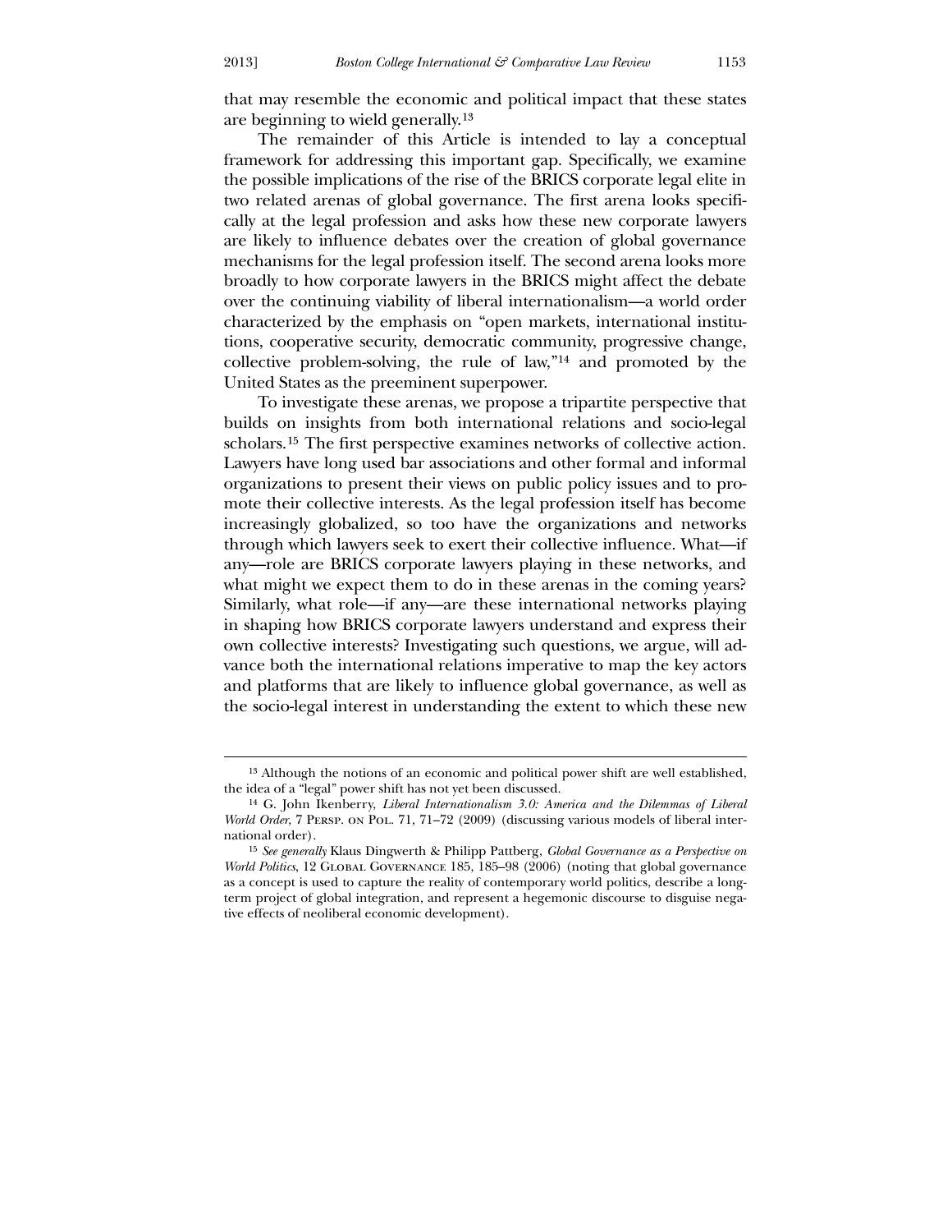that may resemble the economic and political impact that these states are beginning to wield generally.[13]

The remainder of this Article is intended to lay a conceptual framework for addressing this important gap. Specifically, we examine the possible implications of the rise of the BRICS corporate legal elite in two related arenas of global governance. The first arena looks specifically at the legal profession and asks how these new corporate lawyers are likely to influence debates over the creation of global governance mechanisms for the legal profession itself. The second arena looks more broadly to how corporate lawyers in the BRICS might affect the debate over the continuing viability of liberal internationalism—a world order characterized by the emphasis on "open markets, international institutions, cooperative security, democratic community, progressive change, collective problem-solving, the rule of law,"[14] and promoted by the United States as the preeminent superpower.

To investigate these arenas, we propose a tripartite perspective that builds on insights from both international relations and socio-legal scholars.[15] The first perspective examines networks of collective action. Lawyers have long used bar associations and other formal and informal organizations to present their views on public policy issues and to promote their collective interests. As the legal profession itself has become increasingly globalized, so too have the organizations and networks through which lawyers seek to exert their collective influence. What—if any—role are BRICS corporate lawyers playing in these networks, and what might we expect them to do in these arenas in the coming years? Similarly, what role—if any—are these international networks playing in shaping how BRICS corporate lawyers understand and express their own collective interests? Investigating such questions, we argue, will advance both the international relations imperative to map the key actors and platforms that are likely to influence global governance, as well as the socio-legal interest in understanding the extent to which these new

---

[13] Although the notions of an economic and political power shift are well established, the idea of a "legal" power shift has not yet been discussed.

[14] G. John Ikenberry, *Liberal Internationalism 3.0: America and the Dilemmas of Liberal World Order*, 7 Persp. on Pol. 71, 71–72 (2009) (discussing various models of liberal international order).

[15] *See generally* Klaus Dingwerth & Philipp Pattberg, *Global Governance as a Perspective on World Politics*, 12 Global Governance 185, 185–98 (2006) (noting that global governance as a concept is used to capture the reality of contemporary world politics, describe a long-term project of global integration, and represent a hegemonic discourse to disguise negative effects of neoliberal economic development).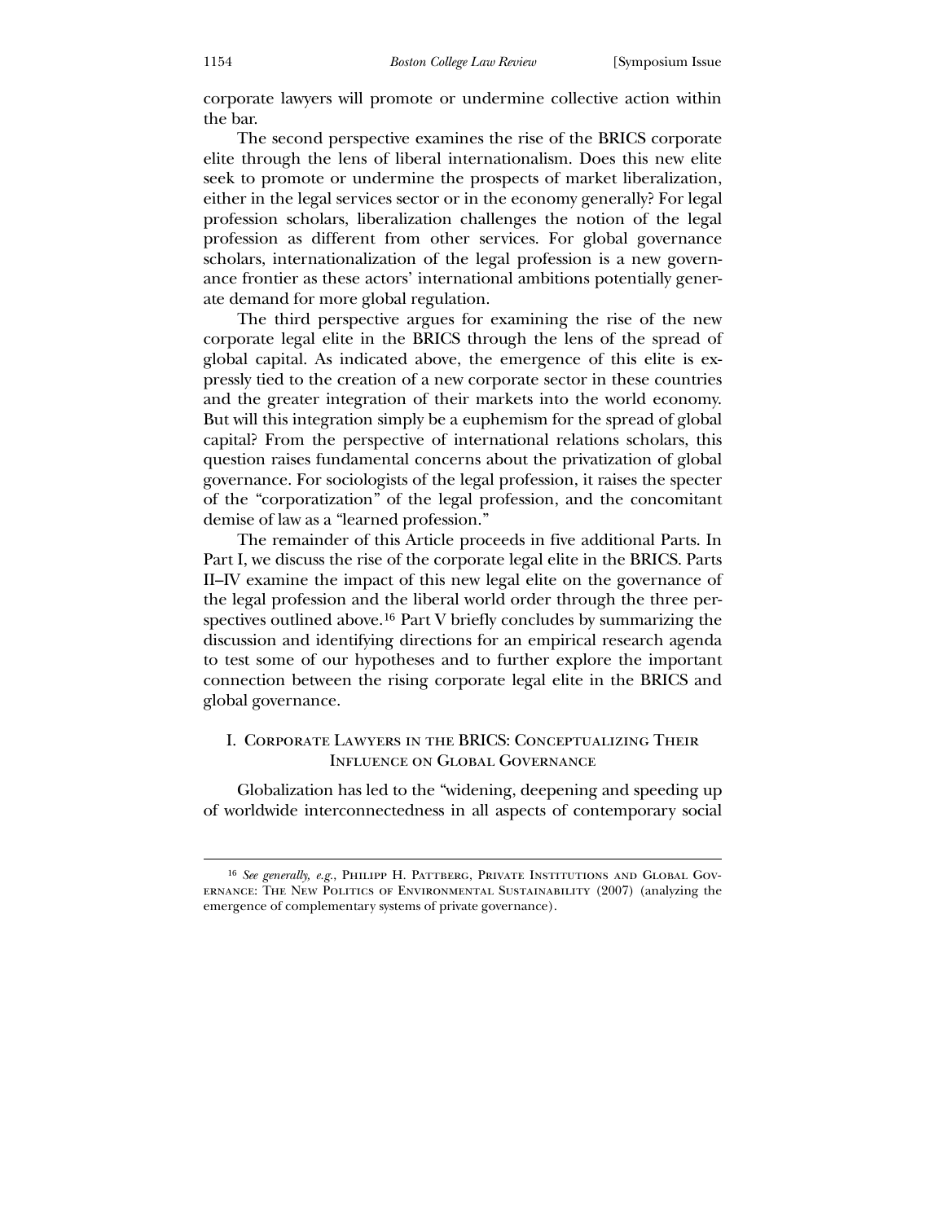corporate lawyers will promote or undermine collective action within the bar.

The second perspective examines the rise of the BRICS corporate elite through the lens of liberal internationalism. Does this new elite seek to promote or undermine the prospects of market liberalization, either in the legal services sector or in the economy generally? For legal profession scholars, liberalization challenges the notion of the legal profession as different from other services. For global governance scholars, internationalization of the legal profession is a new governance frontier as these actors' international ambitions potentially generate demand for more global regulation.

The third perspective argues for examining the rise of the new corporate legal elite in the BRICS through the lens of the spread of global capital. As indicated above, the emergence of this elite is expressly tied to the creation of a new corporate sector in these countries and the greater integration of their markets into the world economy. But will this integration simply be a euphemism for the spread of global capital? From the perspective of international relations scholars, this question raises fundamental concerns about the privatization of global governance. For sociologists of the legal profession, it raises the specter of the "corporatization" of the legal profession, and the concomitant demise of law as a "learned profession."

The remainder of this Article proceeds in five additional Parts. In Part I, we discuss the rise of the corporate legal elite in the BRICS. Parts II–IV examine the impact of this new legal elite on the governance of the legal profession and the liberal world order through the three perspectives outlined above.[16] Part V briefly concludes by summarizing the discussion and identifying directions for an empirical research agenda to test some of our hypotheses and to further explore the important connection between the rising corporate legal elite in the BRICS and global governance.

## I. Corporate Lawyers in the BRICS: Conceptualizing Their Influence on Global Governance

Globalization has led to the "widening, deepening and speeding up of worldwide interconnectedness in all aspects of contemporary social

---

[16] *See generally, e.g.*, Philipp H. Pattberg, Private Institutions and Global Governance: The New Politics of Environmental Sustainability (2007) (analyzing the emergence of complementary systems of private governance).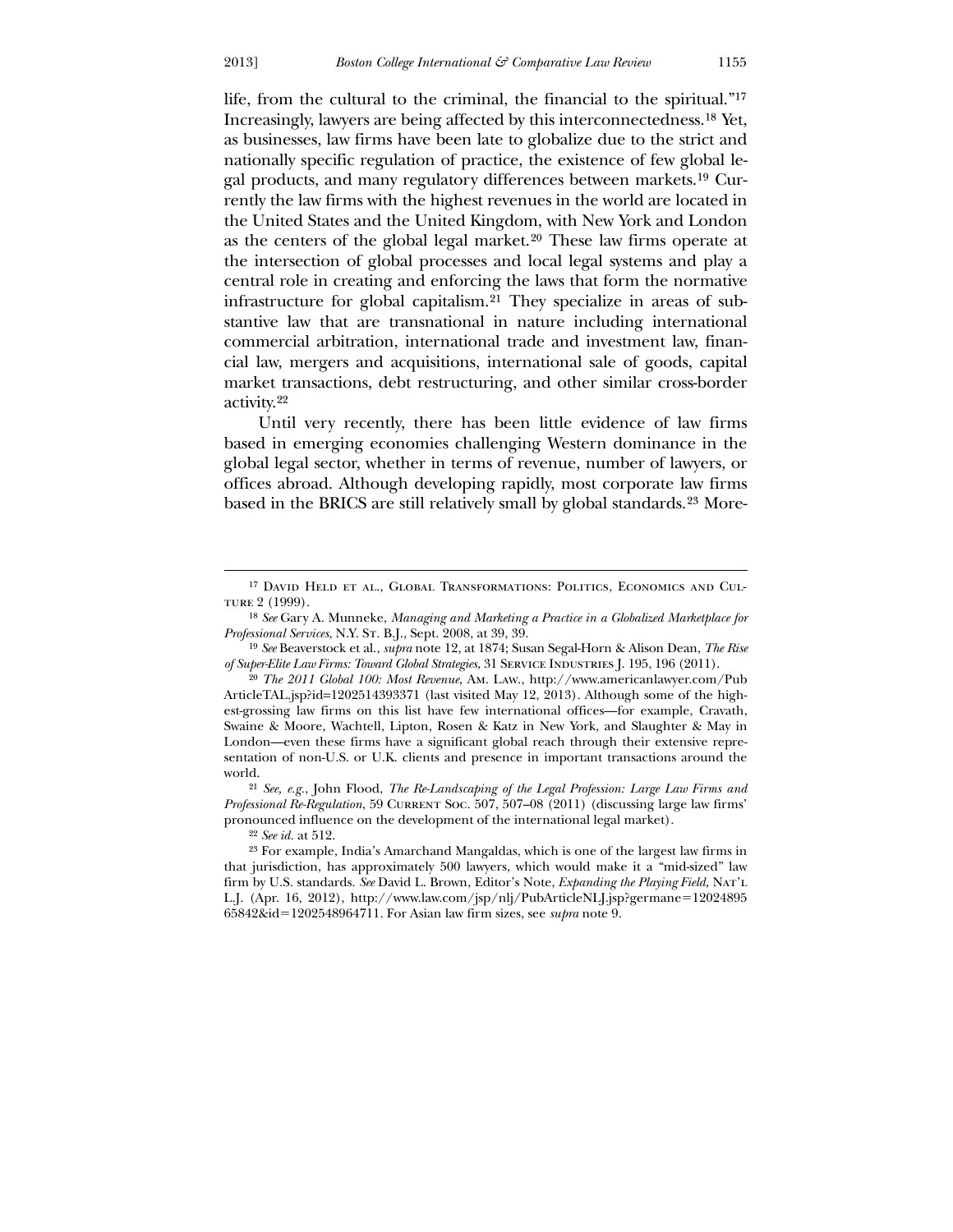life, from the cultural to the criminal, the financial to the spiritual."[17] Increasingly, lawyers are being affected by this interconnectedness.[18] Yet, as businesses, law firms have been late to globalize due to the strict and nationally specific regulation of practice, the existence of few global legal products, and many regulatory differences between markets.[19] Currently the law firms with the highest revenues in the world are located in the United States and the United Kingdom, with New York and London as the centers of the global legal market.[20] These law firms operate at the intersection of global processes and local legal systems and play a central role in creating and enforcing the laws that form the normative infrastructure for global capitalism.[21] They specialize in areas of substantive law that are transnational in nature including international commercial arbitration, international trade and investment law, financial law, mergers and acquisitions, international sale of goods, capital market transactions, debt restructuring, and other similar cross-border activity.[22]

Until very recently, there has been little evidence of law firms based in emerging economies challenging Western dominance in the global legal sector, whether in terms of revenue, number of lawyers, or offices abroad. Although developing rapidly, most corporate law firms based in the BRICS are still relatively small by global standards.[23] More-

---

[17] David Held et al., Global Transformations: Politics, Economics and Culture 2 (1999).

[18] *See* Gary A. Munneke, *Managing and Marketing a Practice in a Globalized Marketplace for Professional Services*, N.Y. St. B.J., Sept. 2008, at 39, 39.

[19] *See* Beaverstock et al., *supra* note 12, at 1874; Susan Segal-Horn & Alison Dean, *The Rise of Super-Elite Law Firms: Toward Global Strategies*, 31 Service Industries J. 195, 196 (2011).

[20] *The 2011 Global 100: Most Revenue*, Am. Law., http://www.americanlawyer.com/PubArticleTAL.jsp?id=1202514393371 (last visited May 12, 2013). Although some of the highest-grossing law firms on this list have few international offices—for example, Cravath, Swaine & Moore, Wachtell, Lipton, Rosen & Katz in New York, and Slaughter & May in London—even these firms have a significant global reach through their extensive representation of non-U.S. or U.K. clients and presence in important transactions around the world.

[21] *See, e.g.*, John Flood, *The Re-Landscaping of the Legal Profession: Large Law Firms and Professional Re-Regulation*, 59 Current Soc. 507, 507–08 (2011) (discussing large law firms' pronounced influence on the development of the international legal market).

[22] *See id.* at 512.

[23] For example, India's Amarchand Mangaldas, which is one of the largest law firms in that jurisdiction, has approximately 500 lawyers, which would make it a "mid-sized" law firm by U.S. standards. *See* David L. Brown, Editor's Note, *Expanding the Playing Field*, Nat'l L.J. (Apr. 16, 2012), http://www.law.com/jsp/nlj/PubArticleNLJ.jsp?germane=1202489565842&id=1202548964711. For Asian law firm sizes, see *supra* note 9.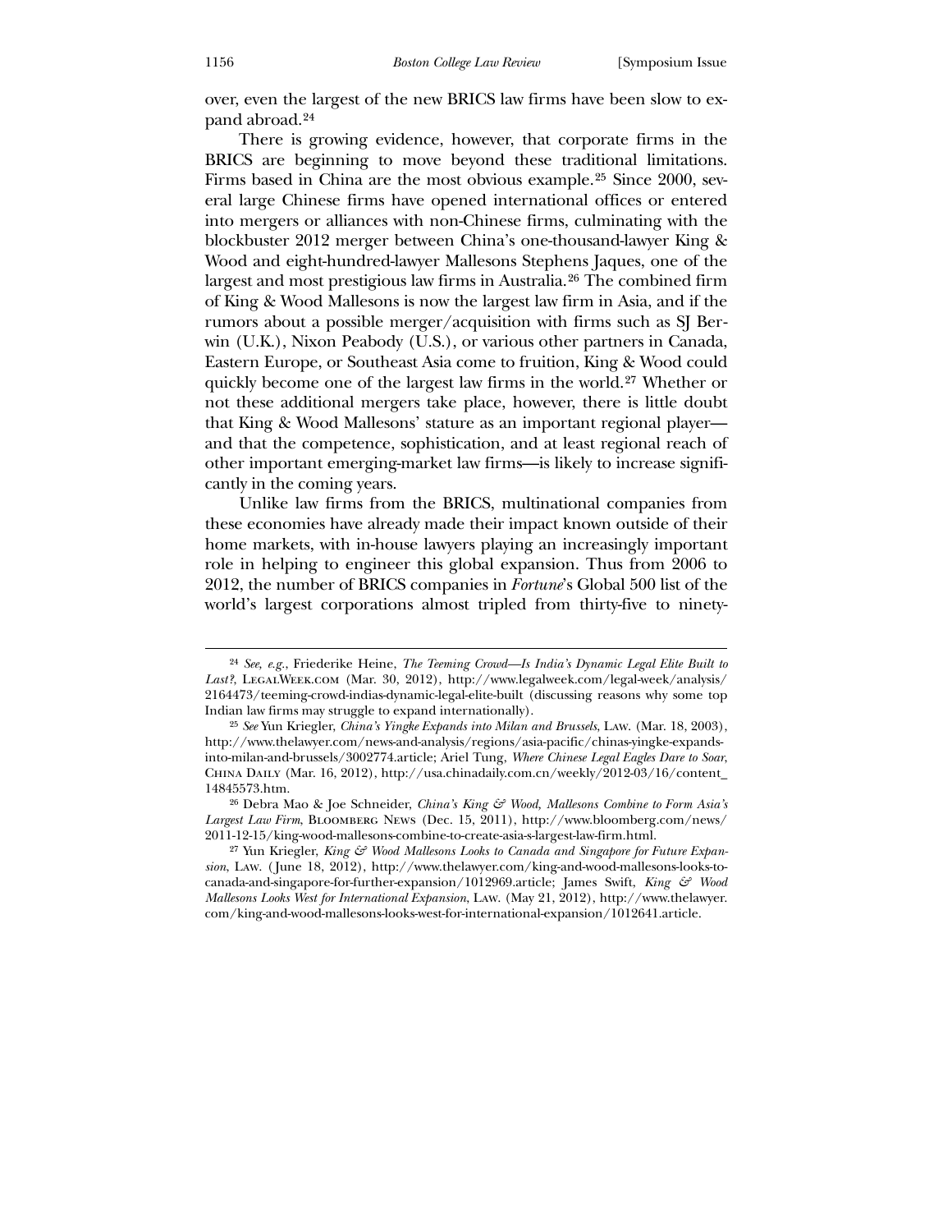over, even the largest of the new BRICS law firms have been slow to expand abroad.[24]

There is growing evidence, however, that corporate firms in the BRICS are beginning to move beyond these traditional limitations. Firms based in China are the most obvious example.[25] Since 2000, several large Chinese firms have opened international offices or entered into mergers or alliances with non-Chinese firms, culminating with the blockbuster 2012 merger between China's one-thousand-lawyer King & Wood and eight-hundred-lawyer Mallesons Stephens Jaques, one of the largest and most prestigious law firms in Australia.[26] The combined firm of King & Wood Mallesons is now the largest law firm in Asia, and if the rumors about a possible merger/acquisition with firms such as SJ Berwin (U.K.), Nixon Peabody (U.S.), or various other partners in Canada, Eastern Europe, or Southeast Asia come to fruition, King & Wood could quickly become one of the largest law firms in the world.[27] Whether or not these additional mergers take place, however, there is little doubt that King & Wood Mallesons' stature as an important regional player—and that the competence, sophistication, and at least regional reach of other important emerging-market law firms—is likely to increase significantly in the coming years.

Unlike law firms from the BRICS, multinational companies from these economies have already made their impact known outside of their home markets, with in-house lawyers playing an increasingly important role in helping to engineer this global expansion. Thus from 2006 to 2012, the number of BRICS companies in *Fortune*'s Global 500 list of the world's largest corporations almost tripled from thirty-five to ninety-

---

[24] *See, e.g.*, Friederike Heine, *The Teeming Crowd—Is India's Dynamic Legal Elite Built to Last?*, LegalWeek.com (Mar. 30, 2012), http://www.legalweek.com/legal-week/analysis/2164473/teeming-crowd-indias-dynamic-legal-elite-built (discussing reasons why some top Indian law firms may struggle to expand internationally).

[25] *See* Yun Kriegler, *China's Yingke Expands into Milan and Brussels*, Law. (Mar. 18, 2003), http://www.thelawyer.com/news-and-analysis/regions/asia-pacific/chinas-yingke-expands-into-milan-and-brussels/3002774.article; Ariel Tung, *Where Chinese Legal Eagles Dare to Soar*, China Daily (Mar. 16, 2012), http://usa.chinadaily.com.cn/weekly/2012-03/16/content_14845573.htm.

[26] Debra Mao & Joe Schneider, *China's King & Wood, Mallesons Combine to Form Asia's Largest Law Firm*, Bloomberg News (Dec. 15, 2011), http://www.bloomberg.com/news/2011-12-15/king-wood-mallesons-combine-to-create-asia-s-largest-law-firm.html.

[27] Yun Kriegler, *King & Wood Mallesons Looks to Canada and Singapore for Future Expansion*, Law. (June 18, 2012), http://www.thelawyer.com/king-and-wood-mallesons-looks-to-canada-and-singapore-for-further-expansion/1012969.article; James Swift, *King & Wood Mallesons Looks West for International Expansion*, Law. (May 21, 2012), http://www.thelawyer.com/king-and-wood-mallesons-looks-west-for-international-expansion/1012641.article.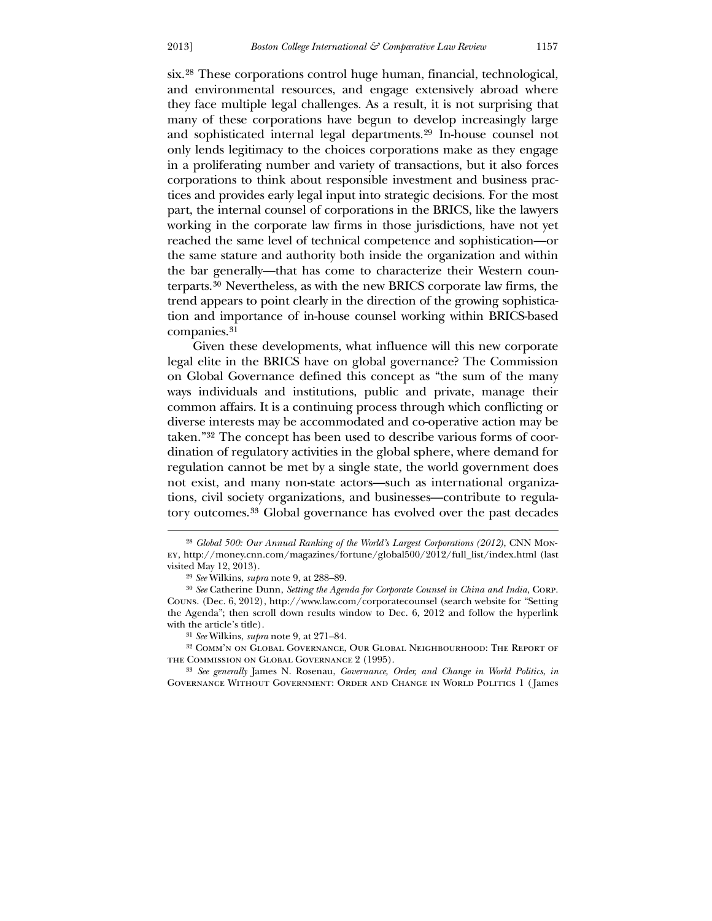six.[28] These corporations control huge human, financial, technological, and environmental resources, and engage extensively abroad where they face multiple legal challenges. As a result, it is not surprising that many of these corporations have begun to develop increasingly large and sophisticated internal legal departments.[29] In-house counsel not only lends legitimacy to the choices corporations make as they engage in a proliferating number and variety of transactions, but it also forces corporations to think about responsible investment and business practices and provides early legal input into strategic decisions. For the most part, the internal counsel of corporations in the BRICS, like the lawyers working in the corporate law firms in those jurisdictions, have not yet reached the same level of technical competence and sophistication—or the same stature and authority both inside the organization and within the bar generally—that has come to characterize their Western counterparts.[30] Nevertheless, as with the new BRICS corporate law firms, the trend appears to point clearly in the direction of the growing sophistication and importance of in-house counsel working within BRICS-based companies.[31]

Given these developments, what influence will this new corporate legal elite in the BRICS have on global governance? The Commission on Global Governance defined this concept as "the sum of the many ways individuals and institutions, public and private, manage their common affairs. It is a continuing process through which conflicting or diverse interests may be accommodated and co-operative action may be taken."[32] The concept has been used to describe various forms of coordination of regulatory activities in the global sphere, where demand for regulation cannot be met by a single state, the world government does not exist, and many non-state actors—such as international organizations, civil society organizations, and businesses—contribute to regulatory outcomes.[33] Global governance has evolved over the past decades

---

[28] *Global 500: Our Annual Ranking of the World's Largest Corporations (2012)*, CNN Money, http://money.cnn.com/magazines/fortune/global500/2012/full_list/index.html (last visited May 12, 2013).

[29] *See* Wilkins, *supra* note 9, at 288–89.

[30] *See* Catherine Dunn, *Setting the Agenda for Corporate Counsel in China and India*, Corp. Couns. (Dec. 6, 2012), http://www.law.com/corporatecounsel (search website for "Setting the Agenda"; then scroll down results window to Dec. 6, 2012 and follow the hyperlink with the article's title).

[31] *See* Wilkins, *supra* note 9, at 271–84.

[32] Comm'n on Global Governance, Our Global Neighbourhood: The Report of the Commission on Global Governance 2 (1995).

[33] *See generally* James N. Rosenau, *Governance, Order, and Change in World Politics*, *in* Governance Without Government: Order and Change in World Politics 1 (James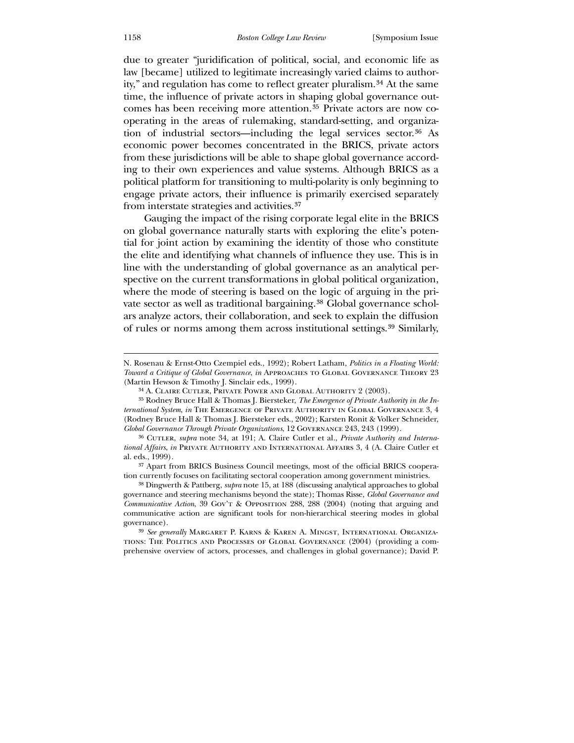due to greater "juridification of political, social, and economic life as law [became] utilized to legitimate increasingly varied claims to authority," and regulation has come to reflect greater pluralism.[34] At the same time, the influence of private actors in shaping global governance outcomes has been receiving more attention.[35] Private actors are now cooperating in the areas of rulemaking, standard-setting, and organization of industrial sectors—including the legal services sector.[36] As economic power becomes concentrated in the BRICS, private actors from these jurisdictions will be able to shape global governance according to their own experiences and value systems. Although BRICS as a political platform for transitioning to multi-polarity is only beginning to engage private actors, their influence is primarily exercised separately from interstate strategies and activities.[37]

Gauging the impact of the rising corporate legal elite in the BRICS on global governance naturally starts with exploring the elite's potential for joint action by examining the identity of those who constitute the elite and identifying what channels of influence they use. This is in line with the understanding of global governance as an analytical perspective on the current transformations in global political organization, where the mode of steering is based on the logic of arguing in the private sector as well as traditional bargaining.[38] Global governance scholars analyze actors, their collaboration, and seek to explain the diffusion of rules or norms among them across institutional settings.[39] Similarly,

---

N. Rosenau & Ernst-Otto Czempiel eds., 1992); Robert Latham, *Politics in a Floating World: Toward a Critique of Global Governance*, *in* Approaches to Global Governance Theory 23 (Martin Hewson & Timothy J. Sinclair eds., 1999).

[34] A. Claire Cutler, Private Power and Global Authority 2 (2003).

[35] Rodney Bruce Hall & Thomas J. Biersteker, *The Emergence of Private Authority in the International System*, *in* The Emergence of Private Authority in Global Governance 3, 4 (Rodney Bruce Hall & Thomas J. Biersteker eds., 2002); Karsten Ronit & Volker Schneider, *Global Governance Through Private Organizations*, 12 Governance 243, 243 (1999).

[36] Cutler, *supra* note 34, at 191; A. Claire Cutler et al., *Private Authority and International Affairs*, *in* Private Authority and International Affairs 3, 4 (A. Claire Cutler et al. eds., 1999).

[37] Apart from BRICS Business Council meetings, most of the official BRICS cooperation currently focuses on facilitating sectoral cooperation among government ministries.

[38] Dingwerth & Pattberg, *supra* note 15, at 188 (discussing analytical approaches to global governance and steering mechanisms beyond the state); Thomas Risse, *Global Governance and Communicative Action*, 39 Gov't & Opposition 288, 288 (2004) (noting that arguing and communicative action are significant tools for non-hierarchical steering modes in global governance).

[39] *See generally* Margaret P. Karns & Karen A. Mingst, International Organizations: The Politics and Processes of Global Governance (2004) (providing a comprehensive overview of actors, processes, and challenges in global governance); David P.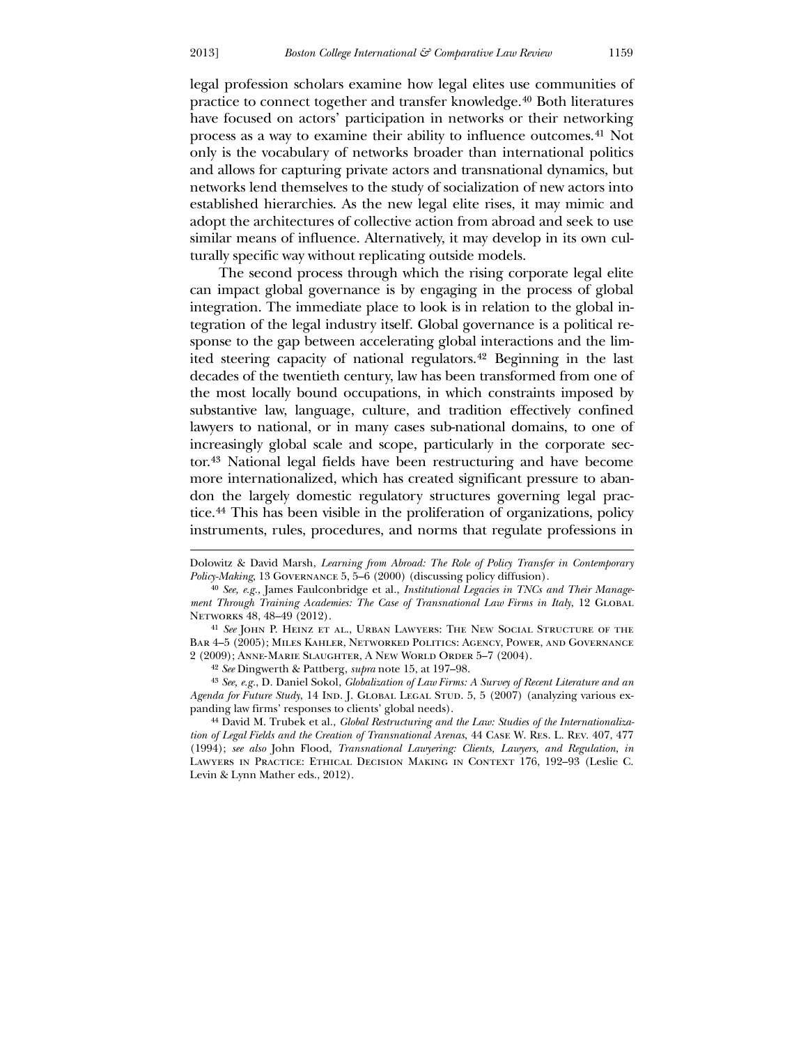legal profession scholars examine how legal elites use communities of practice to connect together and transfer knowledge.[40] Both literatures have focused on actors' participation in networks or their networking process as a way to examine their ability to influence outcomes.[41] Not only is the vocabulary of networks broader than international politics and allows for capturing private actors and transnational dynamics, but networks lend themselves to the study of socialization of new actors into established hierarchies. As the new legal elite rises, it may mimic and adopt the architectures of collective action from abroad and seek to use similar means of influence. Alternatively, it may develop in its own culturally specific way without replicating outside models.

The second process through which the rising corporate legal elite can impact global governance is by engaging in the process of global integration. The immediate place to look is in relation to the global integration of the legal industry itself. Global governance is a political response to the gap between accelerating global interactions and the limited steering capacity of national regulators.[42] Beginning in the last decades of the twentieth century, law has been transformed from one of the most locally bound occupations, in which constraints imposed by substantive law, language, culture, and tradition effectively confined lawyers to national, or in many cases sub-national domains, to one of increasingly global scale and scope, particularly in the corporate sector.[43] National legal fields have been restructuring and have become more internationalized, which has created significant pressure to abandon the largely domestic regulatory structures governing legal practice.[44] This has been visible in the proliferation of organizations, policy instruments, rules, procedures, and norms that regulate professions in

---

Dolowitz & David Marsh, *Learning from Abroad: The Role of Policy Transfer in Contemporary Policy-Making*, 13 Governance 5, 5–6 (2000) (discussing policy diffusion).

[40] *See, e.g.*, James Faulconbridge et al., *Institutional Legacies in TNCs and Their Management Through Training Academies: The Case of Transnational Law Firms in Italy*, 12 Global Networks 48, 48–49 (2012).

[41] *See* John P. Heinz et al., Urban Lawyers: The New Social Structure of the Bar 4–5 (2005); Miles Kahler, Networked Politics: Agency, Power, and Governance 2 (2009); Anne-Marie Slaughter, A New World Order 5–7 (2004).

[42] *See* Dingwerth & Pattberg, *supra* note 15, at 197–98.

[43] *See, e.g.*, D. Daniel Sokol, *Globalization of Law Firms: A Survey of Recent Literature and an Agenda for Future Study*, 14 Ind. J. Global Legal Stud. 5, 5 (2007) (analyzing various expanding law firms' responses to clients' global needs).

[44] David M. Trubek et al., *Global Restructuring and the Law: Studies of the Internationalization of Legal Fields and the Creation of Transnational Arenas*, 44 Case W. Res. L. Rev. 407, 477 (1994); *see also* John Flood, *Transnational Lawyering: Clients, Lawyers, and Regulation*, *in* Lawyers in Practice: Ethical Decision Making in Context 176, 192–93 (Leslie C. Levin & Lynn Mather eds., 2012).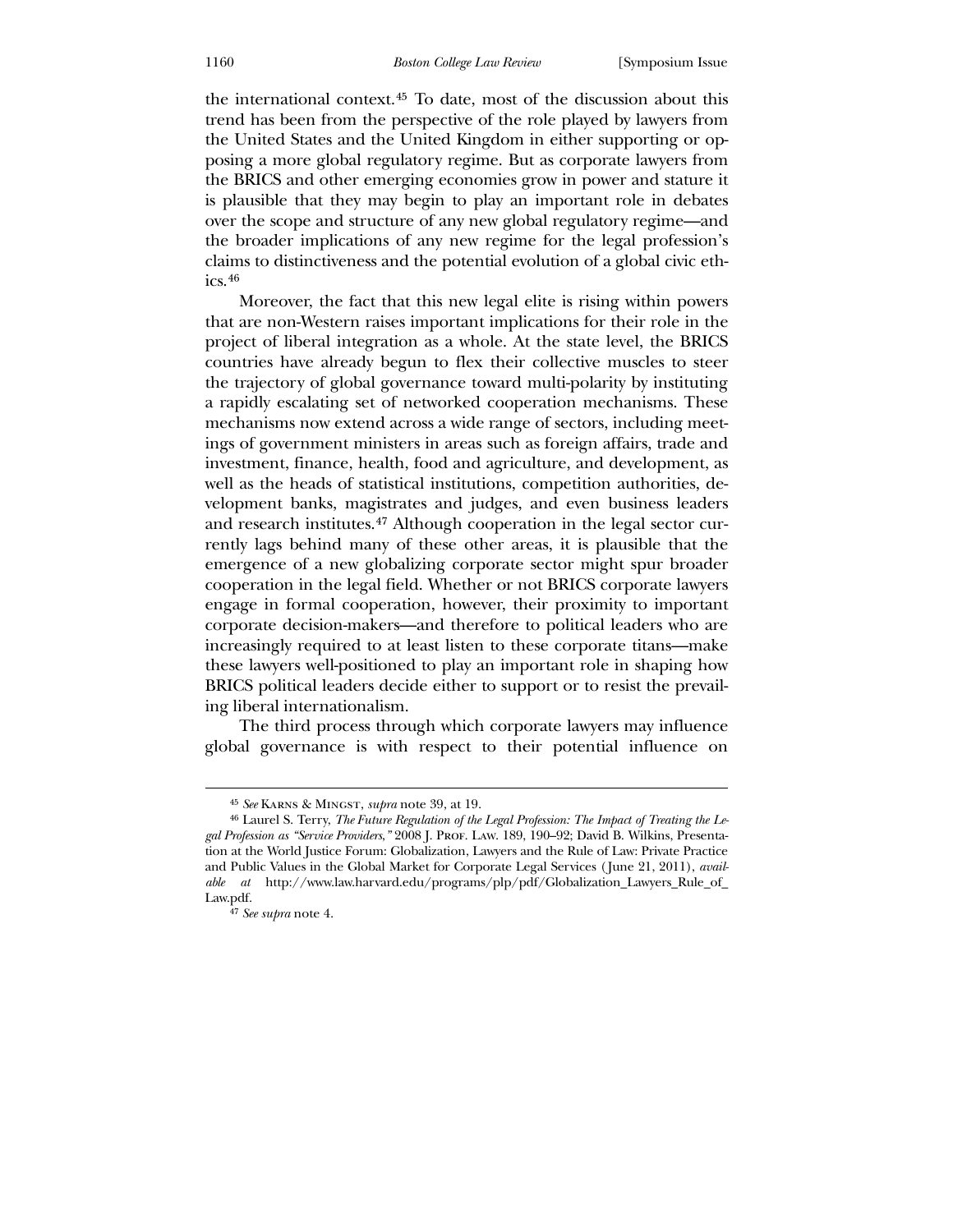the international context.[45] To date, most of the discussion about this trend has been from the perspective of the role played by lawyers from the United States and the United Kingdom in either supporting or opposing a more global regulatory regime. But as corporate lawyers from the BRICS and other emerging economies grow in power and stature it is plausible that they may begin to play an important role in debates over the scope and structure of any new global regulatory regime—and the broader implications of any new regime for the legal profession's claims to distinctiveness and the potential evolution of a global civic ethics.[46]

Moreover, the fact that this new legal elite is rising within powers that are non-Western raises important implications for their role in the project of liberal integration as a whole. At the state level, the BRICS countries have already begun to flex their collective muscles to steer the trajectory of global governance toward multi-polarity by instituting a rapidly escalating set of networked cooperation mechanisms. These mechanisms now extend across a wide range of sectors, including meetings of government ministers in areas such as foreign affairs, trade and investment, finance, health, food and agriculture, and development, as well as the heads of statistical institutions, competition authorities, development banks, magistrates and judges, and even business leaders and research institutes.[47] Although cooperation in the legal sector currently lags behind many of these other areas, it is plausible that the emergence of a new globalizing corporate sector might spur broader cooperation in the legal field. Whether or not BRICS corporate lawyers engage in formal cooperation, however, their proximity to important corporate decision-makers—and therefore to political leaders who are increasingly required to at least listen to these corporate titans—make these lawyers well-positioned to play an important role in shaping how BRICS political leaders decide either to support or to resist the prevailing liberal internationalism.

The third process through which corporate lawyers may influence global governance is with respect to their potential influence on

---

[45] *See* Karns & Mingst, *supra* note 39, at 19.

[46] Laurel S. Terry, *The Future Regulation of the Legal Profession: The Impact of Treating the Legal Profession as "Service Providers,"* 2008 J. Prof. Law. 189, 190–92; David B. Wilkins, Presentation at the World Justice Forum: Globalization, Lawyers and the Rule of Law: Private Practice and Public Values in the Global Market for Corporate Legal Services (June 21, 2011), *available at* http://www.law.harvard.edu/programs/plp/pdf/Globalization_Lawyers_Rule_of_Law.pdf.

[47] *See supra* note 4.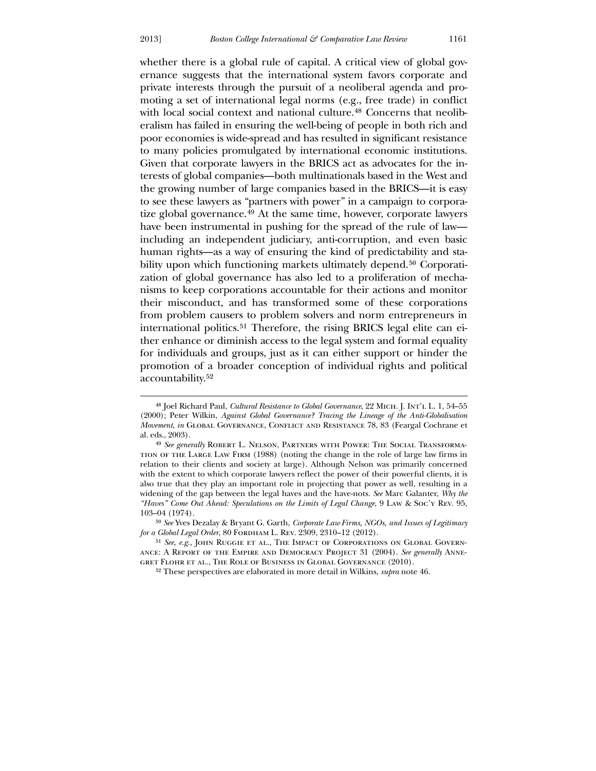whether there is a global rule of capital. A critical view of global governance suggests that the international system favors corporate and private interests through the pursuit of a neoliberal agenda and promoting a set of international legal norms (e.g., free trade) in conflict with local social context and national culture.[48] Concerns that neoliberalism has failed in ensuring the well-being of people in both rich and poor economies is wide-spread and has resulted in significant resistance to many policies promulgated by international economic institutions. Given that corporate lawyers in the BRICS act as advocates for the interests of global companies—both multinationals based in the West and the growing number of large companies based in the BRICS—it is easy to see these lawyers as "partners with power" in a campaign to corporatize global governance.[49] At the same time, however, corporate lawyers have been instrumental in pushing for the spread of the rule of law—including an independent judiciary, anti-corruption, and even basic human rights—as a way of ensuring the kind of predictability and stability upon which functioning markets ultimately depend.[50] Corporatization of global governance has also led to a proliferation of mechanisms to keep corporations accountable for their actions and monitor their misconduct, and has transformed some of these corporations from problem causers to problem solvers and norm entrepreneurs in international politics.[51] Therefore, the rising BRICS legal elite can either enhance or diminish access to the legal system and formal equality for individuals and groups, just as it can either support or hinder the promotion of a broader conception of individual rights and political accountability.[52]

---

[48] Joel Richard Paul, *Cultural Resistance to Global Governance*, 22 Mich. J. Int'l L. 1, 54–55 (2000); Peter Wilkin, *Against Global Governance? Tracing the Lineage of the Anti-Globalisation Movement*, *in* Global Governance, Conflict and Resistance 78, 83 (Feargal Cochrane et al. eds., 2003).

[49] *See generally* Robert L. Nelson, Partners with Power: The Social Transformation of the Large Law Firm (1988) (noting the change in the role of large law firms in relation to their clients and society at large). Although Nelson was primarily concerned with the extent to which corporate lawyers reflect the power of their powerful clients, it is also true that they play an important role in projecting that power as well, resulting in a widening of the gap between the legal haves and the have-nots. *See* Marc Galanter, *Why the "Haves" Come Out Ahead: Speculations on the Limits of Legal Change*, 9 Law & Soc'y Rev. 95, 103–04 (1974).

[50] *See* Yves Dezalay & Bryant G. Garth, *Corporate Law Firms, NGOs, and Issues of Legitimacy for a Global Legal Order*, 80 Fordham L. Rev. 2309, 2310–12 (2012).

[51] *See, e.g.*, John Ruggie et al., The Impact of Corporations on Global Governance: A Report of the Empire and Democracy Project 31 (2004). *See generally* Anne-gret Flohr et al., The Role of Business in Global Governance (2010).

[52] These perspectives are elaborated in more detail in Wilkins, *supra* note 46.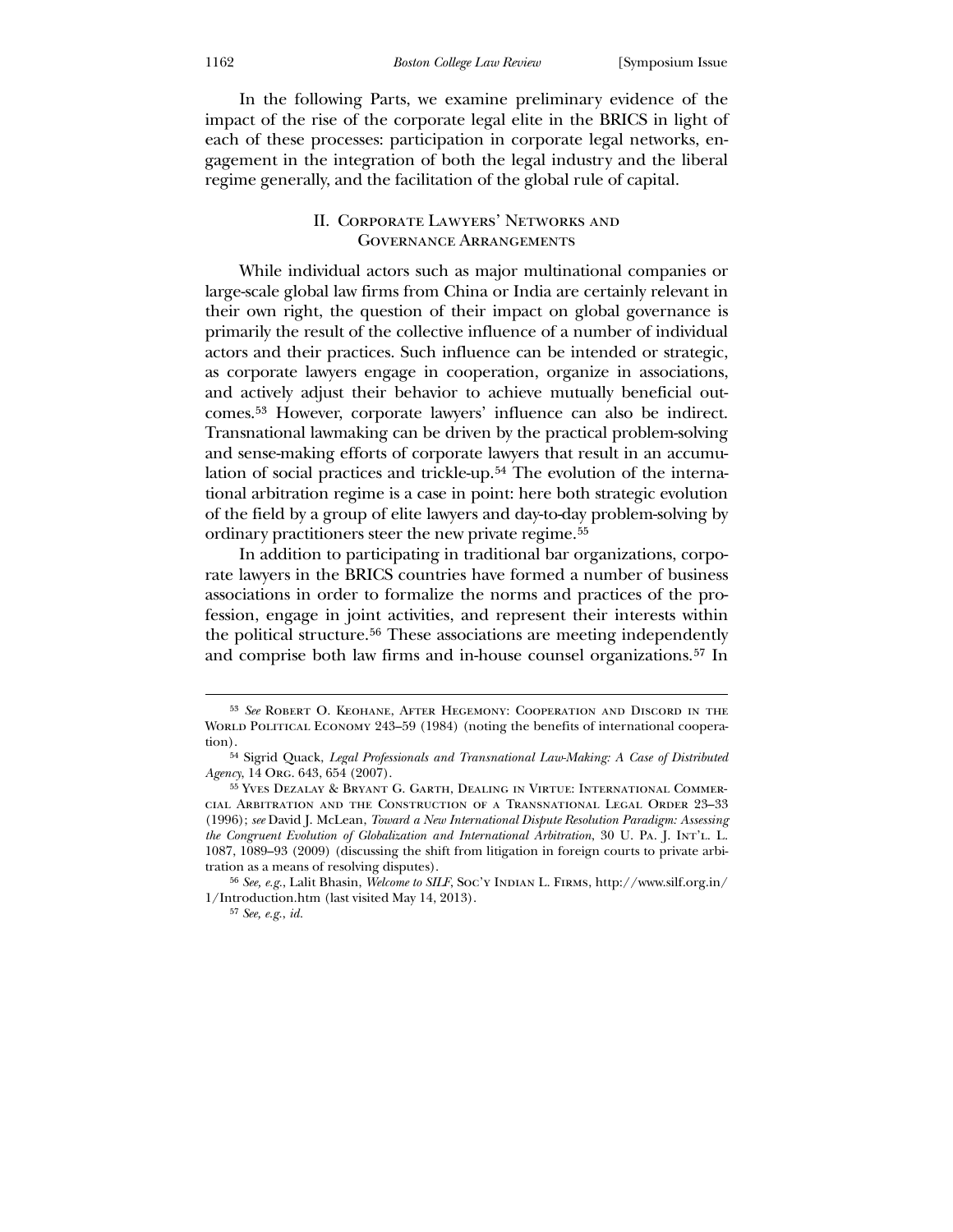In the following Parts, we examine preliminary evidence of the impact of the rise of the corporate legal elite in the BRICS in light of each of these processes: participation in corporate legal networks, engagement in the integration of both the legal industry and the liberal regime generally, and the facilitation of the global rule of capital.

## II. Corporate Lawyers' Networks and Governance Arrangements

While individual actors such as major multinational companies or large-scale global law firms from China or India are certainly relevant in their own right, the question of their impact on global governance is primarily the result of the collective influence of a number of individual actors and their practices. Such influence can be intended or strategic, as corporate lawyers engage in cooperation, organize in associations, and actively adjust their behavior to achieve mutually beneficial outcomes.[53] However, corporate lawyers' influence can also be indirect. Transnational lawmaking can be driven by the practical problem-solving and sense-making efforts of corporate lawyers that result in an accumulation of social practices and trickle-up.[54] The evolution of the international arbitration regime is a case in point: here both strategic evolution of the field by a group of elite lawyers and day-to-day problem-solving by ordinary practitioners steer the new private regime.[55]

In addition to participating in traditional bar organizations, corporate lawyers in the BRICS countries have formed a number of business associations in order to formalize the norms and practices of the profession, engage in joint activities, and represent their interests within the political structure.[56] These associations are meeting independently and comprise both law firms and in-house counsel organizations.[57] In

---

[53] *See* Robert O. Keohane, After Hegemony: Cooperation and Discord in the World Political Economy 243–59 (1984) (noting the benefits of international cooperation).

[54] Sigrid Quack, *Legal Professionals and Transnational Law-Making: A Case of Distributed Agency,* 14 Org. 643, 654 (2007).

[55] Yves Dezalay & Bryant G. Garth, Dealing in Virtue: International Commercial Arbitration and the Construction of a Transnational Legal Order 23–33 (1996); *see* David J. McLean, *Toward a New International Dispute Resolution Paradigm: Assessing the Congruent Evolution of Globalization and International Arbitration*, 30 U. Pa. J. Int'l. L. 1087, 1089–93 (2009) (discussing the shift from litigation in foreign courts to private arbitration as a means of resolving disputes).

[56] *See, e.g.*, Lalit Bhasin, *Welcome to SILF*, Soc'y Indian L. Firms, http://www.silf.org.in/1/Introduction.htm (last visited May 14, 2013).

[57] *See, e.g.*, *id.*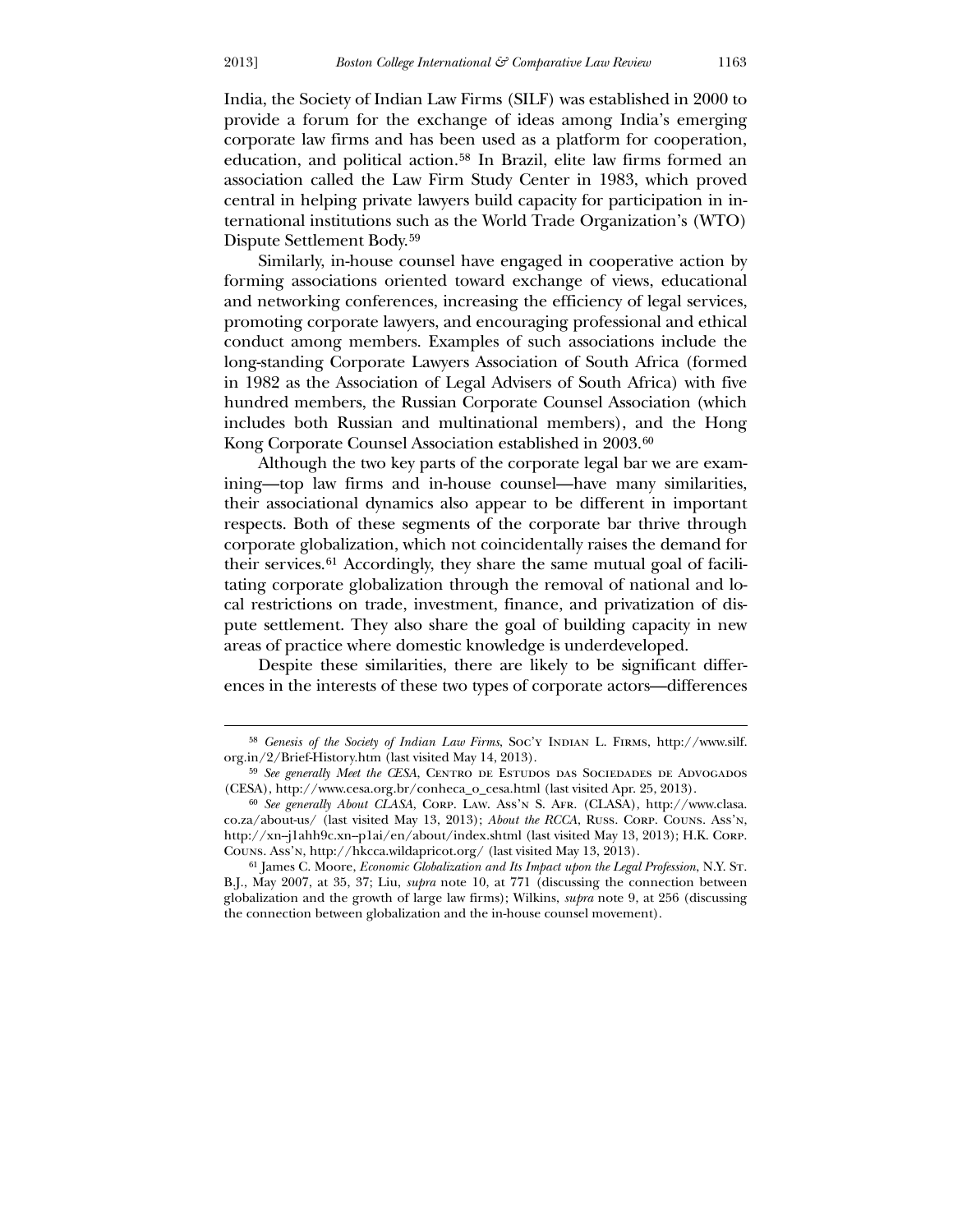India, the Society of Indian Law Firms (SILF) was established in 2000 to provide a forum for the exchange of ideas among India's emerging corporate law firms and has been used as a platform for cooperation, education, and political action.[58] In Brazil, elite law firms formed an association called the Law Firm Study Center in 1983, which proved central in helping private lawyers build capacity for participation in international institutions such as the World Trade Organization's (WTO) Dispute Settlement Body.[59]

Similarly, in-house counsel have engaged in cooperative action by forming associations oriented toward exchange of views, educational and networking conferences, increasing the efficiency of legal services, promoting corporate lawyers, and encouraging professional and ethical conduct among members. Examples of such associations include the long-standing Corporate Lawyers Association of South Africa (formed in 1982 as the Association of Legal Advisers of South Africa) with five hundred members, the Russian Corporate Counsel Association (which includes both Russian and multinational members), and the Hong Kong Corporate Counsel Association established in 2003.[60]

Although the two key parts of the corporate legal bar we are examining—top law firms and in-house counsel—have many similarities, their associational dynamics also appear to be different in important respects. Both of these segments of the corporate bar thrive through corporate globalization, which not coincidentally raises the demand for their services.[61] Accordingly, they share the same mutual goal of facilitating corporate globalization through the removal of national and local restrictions on trade, investment, finance, and privatization of dispute settlement. They also share the goal of building capacity in new areas of practice where domestic knowledge is underdeveloped.

Despite these similarities, there are likely to be significant differences in the interests of these two types of corporate actors—differences

---

[58] *Genesis of the Society of Indian Law Firms*, Soc'y Indian L. Firms, http://www.silf.org.in/2/Brief-History.htm (last visited May 14, 2013).

[59] *See generally Meet the CESA*, Centro de Estudos das Sociedades de Advogados (CESA), http://www.cesa.org.br/conheca_o_cesa.html (last visited Apr. 25, 2013).

[60] *See generally About CLASA*, Corp. Law. Ass'n S. Afr. (CLASA), http://www.clasa.co.za/about-us/ (last visited May 13, 2013); *About the RCCA*, Russ. Corp. Couns. Ass'n, http://xn--j1ahh9c.xn--p1ai/en/about/index.shtml (last visited May 13, 2013); H.K. Corp. Couns. Ass'n, http://hkcca.wildapricot.org/ (last visited May 13, 2013).

[61] James C. Moore, *Economic Globalization and Its Impact upon the Legal Profession*, N.Y. St. B.J., May 2007, at 35, 37; Liu, *supra* note 10, at 771 (discussing the connection between globalization and the growth of large law firms); Wilkins, *supra* note 9, at 256 (discussing the connection between globalization and the in-house counsel movement).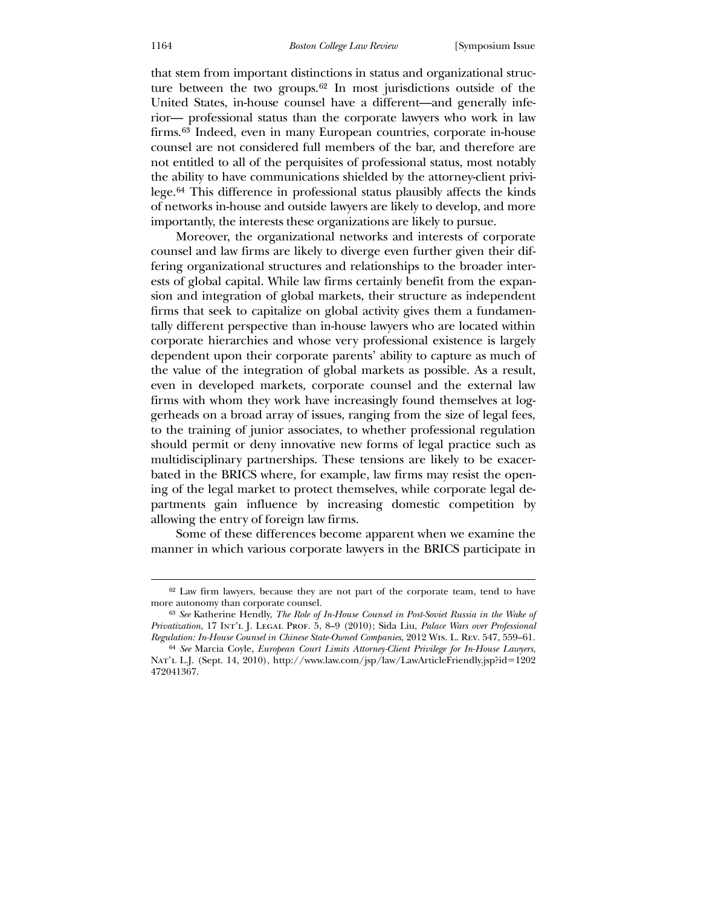that stem from important distinctions in status and organizational structure between the two groups.[62] In most jurisdictions outside of the United States, in-house counsel have a different—and generally inferior— professional status than the corporate lawyers who work in law firms.[63] Indeed, even in many European countries, corporate in-house counsel are not considered full members of the bar, and therefore are not entitled to all of the perquisites of professional status, most notably the ability to have communications shielded by the attorney-client privilege.[64] This difference in professional status plausibly affects the kinds of networks in-house and outside lawyers are likely to develop, and more importantly, the interests these organizations are likely to pursue.

Moreover, the organizational networks and interests of corporate counsel and law firms are likely to diverge even further given their differing organizational structures and relationships to the broader interests of global capital. While law firms certainly benefit from the expansion and integration of global markets, their structure as independent firms that seek to capitalize on global activity gives them a fundamentally different perspective than in-house lawyers who are located within corporate hierarchies and whose very professional existence is largely dependent upon their corporate parents' ability to capture as much of the value of the integration of global markets as possible. As a result, even in developed markets, corporate counsel and the external law firms with whom they work have increasingly found themselves at loggerheads on a broad array of issues, ranging from the size of legal fees, to the training of junior associates, to whether professional regulation should permit or deny innovative new forms of legal practice such as multidisciplinary partnerships. These tensions are likely to be exacerbated in the BRICS where, for example, law firms may resist the opening of the legal market to protect themselves, while corporate legal departments gain influence by increasing domestic competition by allowing the entry of foreign law firms.

Some of these differences become apparent when we examine the manner in which various corporate lawyers in the BRICS participate in

---

[62] Law firm lawyers, because they are not part of the corporate team, tend to have more autonomy than corporate counsel.

[63] *See* Katherine Hendly, *The Role of In-House Counsel in Post-Soviet Russia in the Wake of Privatization*, 17 Int'l J. Legal Prof. 5, 8–9 (2010); Sida Liu, *Palace Wars over Professional Regulation: In-House Counsel in Chinese State-Owned Companies*, 2012 Wis. L. Rev. 547, 559–61.

[64] *See* Marcia Coyle, *European Court Limits Attorney-Client Privilege for In-House Lawyers*, Nat'l L.J. (Sept. 14, 2010), http://www.law.com/jsp/law/LawArticleFriendly.jsp?id=1202472041367.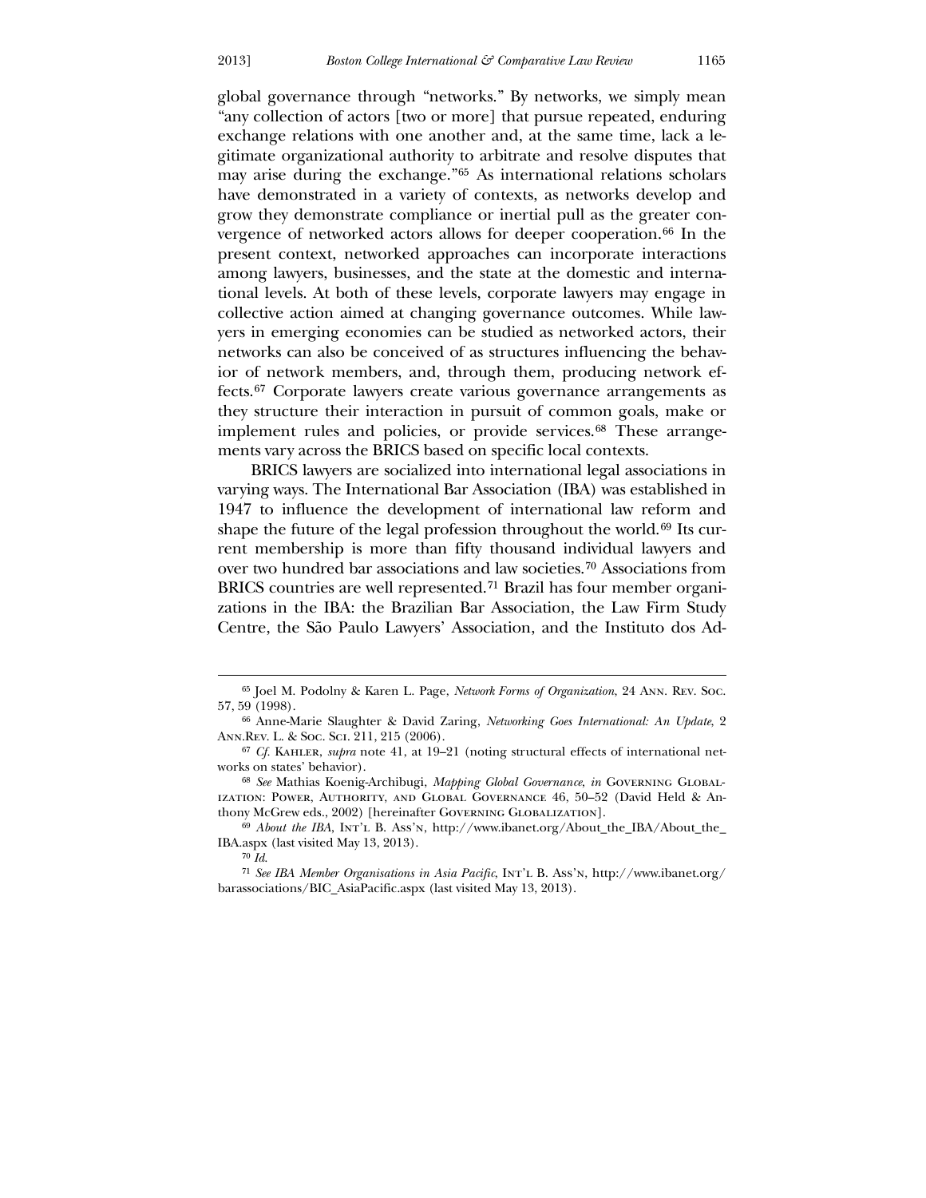global governance through "networks." By networks, we simply mean "any collection of actors [two or more] that pursue repeated, enduring exchange relations with one another and, at the same time, lack a legitimate organizational authority to arbitrate and resolve disputes that may arise during the exchange."[65] As international relations scholars have demonstrated in a variety of contexts, as networks develop and grow they demonstrate compliance or inertial pull as the greater convergence of networked actors allows for deeper cooperation.[66] In the present context, networked approaches can incorporate interactions among lawyers, businesses, and the state at the domestic and international levels. At both of these levels, corporate lawyers may engage in collective action aimed at changing governance outcomes. While lawyers in emerging economies can be studied as networked actors, their networks can also be conceived of as structures influencing the behavior of network members, and, through them, producing network effects.[67] Corporate lawyers create various governance arrangements as they structure their interaction in pursuit of common goals, make or implement rules and policies, or provide services.[68] These arrangements vary across the BRICS based on specific local contexts.

BRICS lawyers are socialized into international legal associations in varying ways. The International Bar Association (IBA) was established in 1947 to influence the development of international law reform and shape the future of the legal profession throughout the world.[69] Its current membership is more than fifty thousand individual lawyers and over two hundred bar associations and law societies.[70] Associations from BRICS countries are well represented.[71] Brazil has four member organizations in the IBA: the Brazilian Bar Association, the Law Firm Study Centre, the São Paulo Lawyers' Association, and the Instituto dos Ad-

---

[65] Joel M. Podolny & Karen L. Page, *Network Forms of Organization*, 24 Ann. Rev. Soc. 57, 59 (1998).

[66] Anne-Marie Slaughter & David Zaring, *Networking Goes International: An Update*, 2 Ann.Rev. L. & Soc. Sci. 211, 215 (2006).

[67] *Cf.* Kahler, *supra* note 41, at 19–21 (noting structural effects of international networks on states' behavior).

[68] *See* Mathias Koenig-Archibugi, *Mapping Global Governance*, *in* Governing Globalization: Power, Authority, and Global Governance 46, 50–52 (David Held & Anthony McGrew eds., 2002) [hereinafter Governing Globalization].

[69] *About the IBA*, Int'l B. Ass'n, http://www.ibanet.org/About_the_IBA/About_the_IBA.aspx (last visited May 13, 2013).

[70] *Id.*

[71] *See IBA Member Organisations in Asia Pacific*, Int'l B. Ass'n, http://www.ibanet.org/barassociations/BIC_AsiaPacific.aspx (last visited May 13, 2013).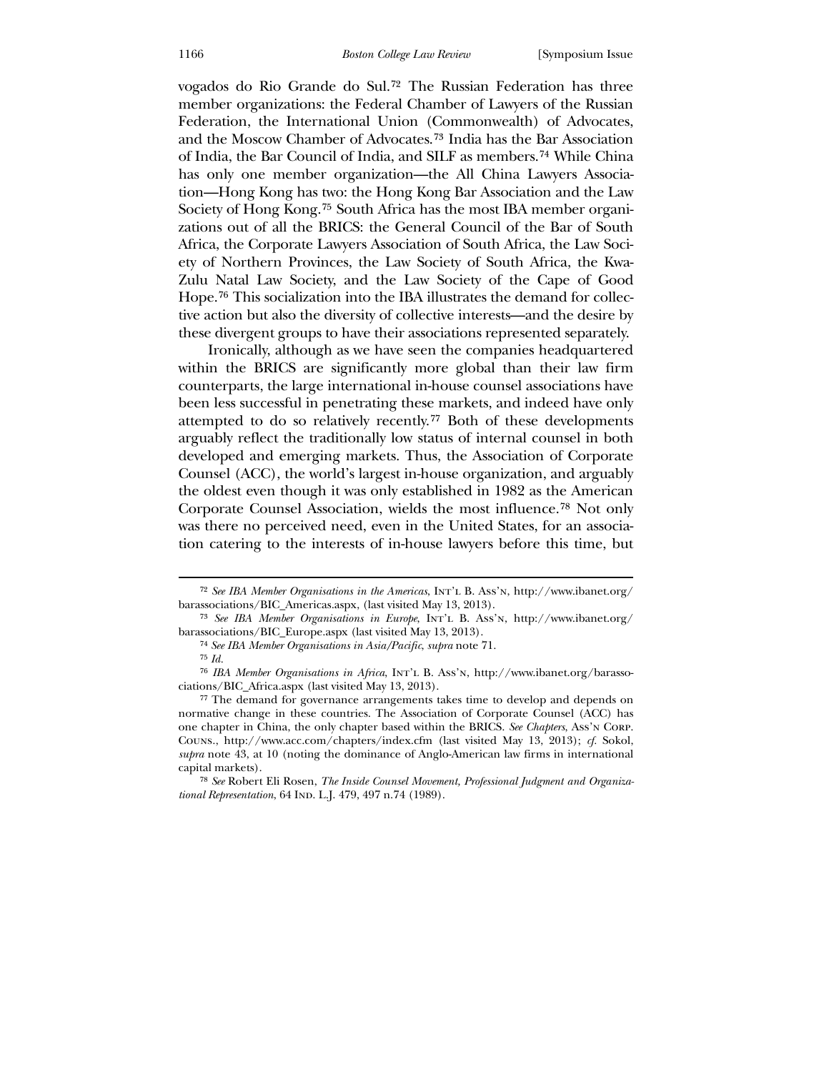vogados do Rio Grande do Sul.[72] The Russian Federation has three member organizations: the Federal Chamber of Lawyers of the Russian Federation, the International Union (Commonwealth) of Advocates, and the Moscow Chamber of Advocates.[73] India has the Bar Association of India, the Bar Council of India, and SILF as members.[74] While China has only one member organization—the All China Lawyers Association—Hong Kong has two: the Hong Kong Bar Association and the Law Society of Hong Kong.[75] South Africa has the most IBA member organizations out of all the BRICS: the General Council of the Bar of South Africa, the Corporate Lawyers Association of South Africa, the Law Society of Northern Provinces, the Law Society of South Africa, the Kwa-Zulu Natal Law Society, and the Law Society of the Cape of Good Hope.[76] This socialization into the IBA illustrates the demand for collective action but also the diversity of collective interests—and the desire by these divergent groups to have their associations represented separately.

Ironically, although as we have seen the companies headquartered within the BRICS are significantly more global than their law firm counterparts, the large international in-house counsel associations have been less successful in penetrating these markets, and indeed have only attempted to do so relatively recently.[77] Both of these developments arguably reflect the traditionally low status of internal counsel in both developed and emerging markets. Thus, the Association of Corporate Counsel (ACC), the world's largest in-house organization, and arguably the oldest even though it was only established in 1982 as the American Corporate Counsel Association, wields the most influence.[78] Not only was there no perceived need, even in the United States, for an association catering to the interests of in-house lawyers before this time, but

---

[72] *See IBA Member Organisations in the Americas*, INT'L B. ASS'N, http://www.ibanet.org/barassociations/BIC_Americas.aspx, (last visited May 13, 2013).

[73] *See IBA Member Organisations in Europe*, INT'L B. ASS'N, http://www.ibanet.org/barassociations/BIC_Europe.aspx (last visited May 13, 2013).

[74] *See IBA Member Organisations in Asia/Pacific*, *supra* note 71.

[75] *Id.*

[76] *IBA Member Organisations in Africa*, INT'L B. ASS'N, http://www.ibanet.org/barassociations/BIC_Africa.aspx (last visited May 13, 2013).

[77] The demand for governance arrangements takes time to develop and depends on normative change in these countries. The Association of Corporate Counsel (ACC) has one chapter in China, the only chapter based within the BRICS. *See Chapters*, ASS'N CORP. COUNS., http://www.acc.com/chapters/index.cfm (last visited May 13, 2013); *cf.* Sokol, *supra* note 43, at 10 (noting the dominance of Anglo-American law firms in international capital markets).

[78] *See* Robert Eli Rosen, *The Inside Counsel Movement, Professional Judgment and Organizational Representation*, 64 IND. L.J. 479, 497 n.74 (1989).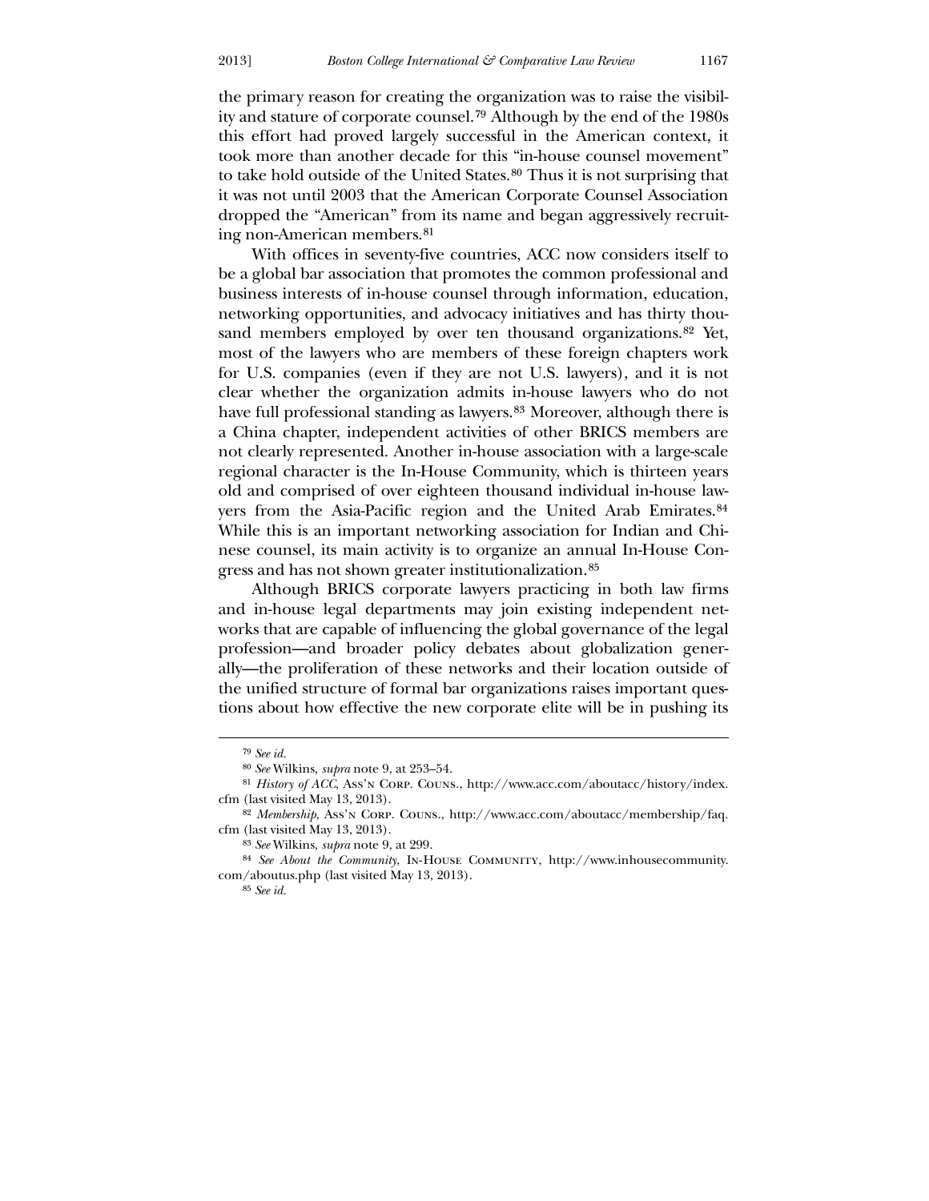the primary reason for creating the organization was to raise the visibility and stature of corporate counsel.[79] Although by the end of the 1980s this effort had proved largely successful in the American context, it took more than another decade for this "in-house counsel movement" to take hold outside of the United States.[80] Thus it is not surprising that it was not until 2003 that the American Corporate Counsel Association dropped the "American" from its name and began aggressively recruiting non-American members.[81]

With offices in seventy-five countries, ACC now considers itself to be a global bar association that promotes the common professional and business interests of in-house counsel through information, education, networking opportunities, and advocacy initiatives and has thirty thousand members employed by over ten thousand organizations.[82] Yet, most of the lawyers who are members of these foreign chapters work for U.S. companies (even if they are not U.S. lawyers), and it is not clear whether the organization admits in-house lawyers who do not have full professional standing as lawyers.[83] Moreover, although there is a China chapter, independent activities of other BRICS members are not clearly represented. Another in-house association with a large-scale regional character is the In-House Community, which is thirteen years old and comprised of over eighteen thousand individual in-house lawyers from the Asia-Pacific region and the United Arab Emirates.[84] While this is an important networking association for Indian and Chinese counsel, its main activity is to organize an annual In-House Congress and has not shown greater institutionalization.[85]

Although BRICS corporate lawyers practicing in both law firms and in-house legal departments may join existing independent networks that are capable of influencing the global governance of the legal profession—and broader policy debates about globalization generally—the proliferation of these networks and their location outside of the unified structure of formal bar organizations raises important questions about how effective the new corporate elite will be in pushing its

---

[79] *See id.*

[80] *See* Wilkins, *supra* note 9, at 253–54.

[81] *History of ACC*, Ass'n Corp. Couns., http://www.acc.com/aboutacc/history/index.cfm (last visited May 13, 2013).

[82] *Membership*, Ass'n Corp. Couns., http://www.acc.com/aboutacc/membership/faq.cfm (last visited May 13, 2013).

[83] *See* Wilkins, *supra* note 9, at 299.

[84] *See About the Community*, In-House Community, http://www.inhousecommunity.com/aboutus.php (last visited May 13, 2013).

[85] *See id.*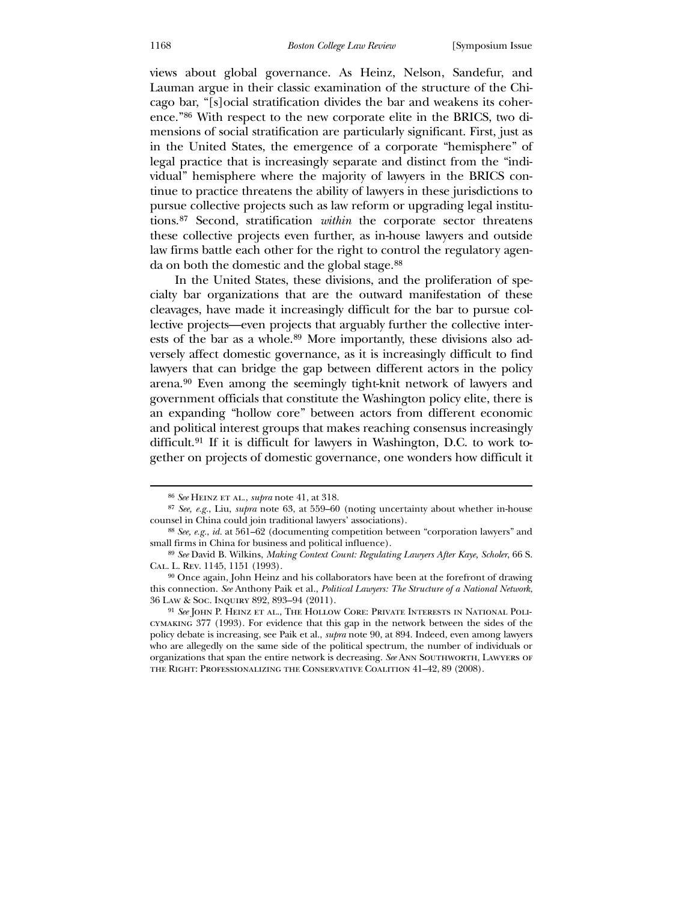views about global governance. As Heinz, Nelson, Sandefur, and Lauman argue in their classic examination of the structure of the Chicago bar, "[s]ocial stratification divides the bar and weakens its coherence."[86] With respect to the new corporate elite in the BRICS, two dimensions of social stratification are particularly significant. First, just as in the United States, the emergence of a corporate "hemisphere" of legal practice that is increasingly separate and distinct from the "individual" hemisphere where the majority of lawyers in the BRICS continue to practice threatens the ability of lawyers in these jurisdictions to pursue collective projects such as law reform or upgrading legal institutions.[87] Second, stratification *within* the corporate sector threatens these collective projects even further, as in-house lawyers and outside law firms battle each other for the right to control the regulatory agenda on both the domestic and the global stage.[88]

In the United States, these divisions, and the proliferation of specialty bar organizations that are the outward manifestation of these cleavages, have made it increasingly difficult for the bar to pursue collective projects—even projects that arguably further the collective interests of the bar as a whole.[89] More importantly, these divisions also adversely affect domestic governance, as it is increasingly difficult to find lawyers that can bridge the gap between different actors in the policy arena.[90] Even among the seemingly tight-knit network of lawyers and government officials that constitute the Washington policy elite, there is an expanding "hollow core" between actors from different economic and political interest groups that makes reaching consensus increasingly difficult.[91] If it is difficult for lawyers in Washington, D.C. to work together on projects of domestic governance, one wonders how difficult it

---

[86] *See* Heinz et al., *supra* note 41, at 318.

[87] *See, e.g.*, Liu, *supra* note 63, at 559–60 (noting uncertainty about whether in-house counsel in China could join traditional lawyers' associations).

[88] *See, e.g.*, *id.* at 561–62 (documenting competition between "corporation lawyers" and small firms in China for business and political influence).

[89] *See* David B. Wilkins, *Making Context Count: Regulating Lawyers After Kaye, Scholer*, 66 S. Cal. L. Rev. 1145, 1151 (1993).

[90] Once again, John Heinz and his collaborators have been at the forefront of drawing this connection. *See* Anthony Paik et al., *Political Lawyers: The Structure of a National Network*, 36 Law & Soc. Inquiry 892, 893–94 (2011).

[91] *See* John P. Heinz et al., The Hollow Core: Private Interests in National Policymaking 377 (1993). For evidence that this gap in the network between the sides of the policy debate is increasing, see Paik et al., *supra* note 90, at 894. Indeed, even among lawyers who are allegedly on the same side of the political spectrum, the number of individuals or organizations that span the entire network is decreasing. *See* Ann Southworth, Lawyers of the Right: Professionalizing the Conservative Coalition 41–42, 89 (2008).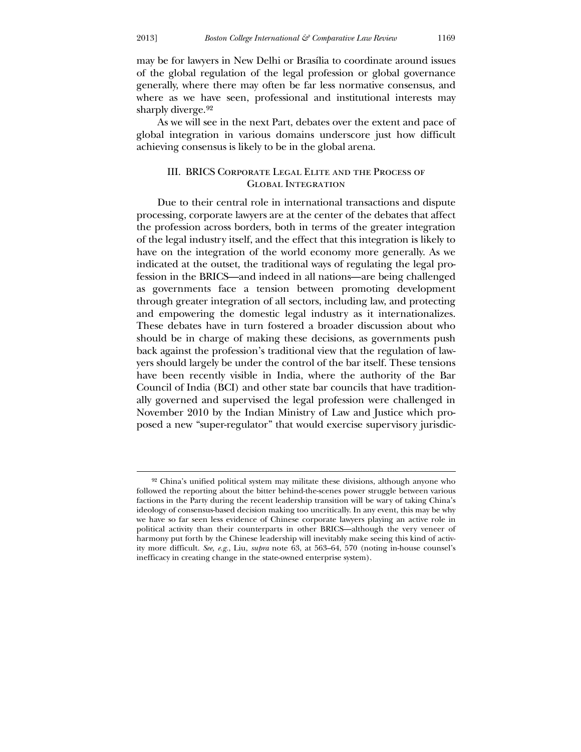may be for lawyers in New Delhi or Brasília to coordinate around issues of the global regulation of the legal profession or global governance generally, where there may often be far less normative consensus, and where as we have seen, professional and institutional interests may sharply diverge.[92]

As we will see in the next Part, debates over the extent and pace of global integration in various domains underscore just how difficult achieving consensus is likely to be in the global arena.

## III. BRICS Corporate Legal Elite and the Process of Global Integration

Due to their central role in international transactions and dispute processing, corporate lawyers are at the center of the debates that affect the profession across borders, both in terms of the greater integration of the legal industry itself, and the effect that this integration is likely to have on the integration of the world economy more generally. As we indicated at the outset, the traditional ways of regulating the legal profession in the BRICS—and indeed in all nations—are being challenged as governments face a tension between promoting development through greater integration of all sectors, including law, and protecting and empowering the domestic legal industry as it internationalizes. These debates have in turn fostered a broader discussion about who should be in charge of making these decisions, as governments push back against the profession's traditional view that the regulation of lawyers should largely be under the control of the bar itself. These tensions have been recently visible in India, where the authority of the Bar Council of India (BCI) and other state bar councils that have traditionally governed and supervised the legal profession were challenged in November 2010 by the Indian Ministry of Law and Justice which proposed a new "super-regulator" that would exercise supervisory jurisdic-

---

[92] China's unified political system may militate these divisions, although anyone who followed the reporting about the bitter behind-the-scenes power struggle between various factions in the Party during the recent leadership transition will be wary of taking China's ideology of consensus-based decision making too uncritically. In any event, this may be why we have so far seen less evidence of Chinese corporate lawyers playing an active role in political activity than their counterparts in other BRICS—although the very veneer of harmony put forth by the Chinese leadership will inevitably make seeing this kind of activity more difficult. *See, e.g.*, Liu, *supra* note 63, at 563–64, 570 (noting in-house counsel's inefficacy in creating change in the state-owned enterprise system).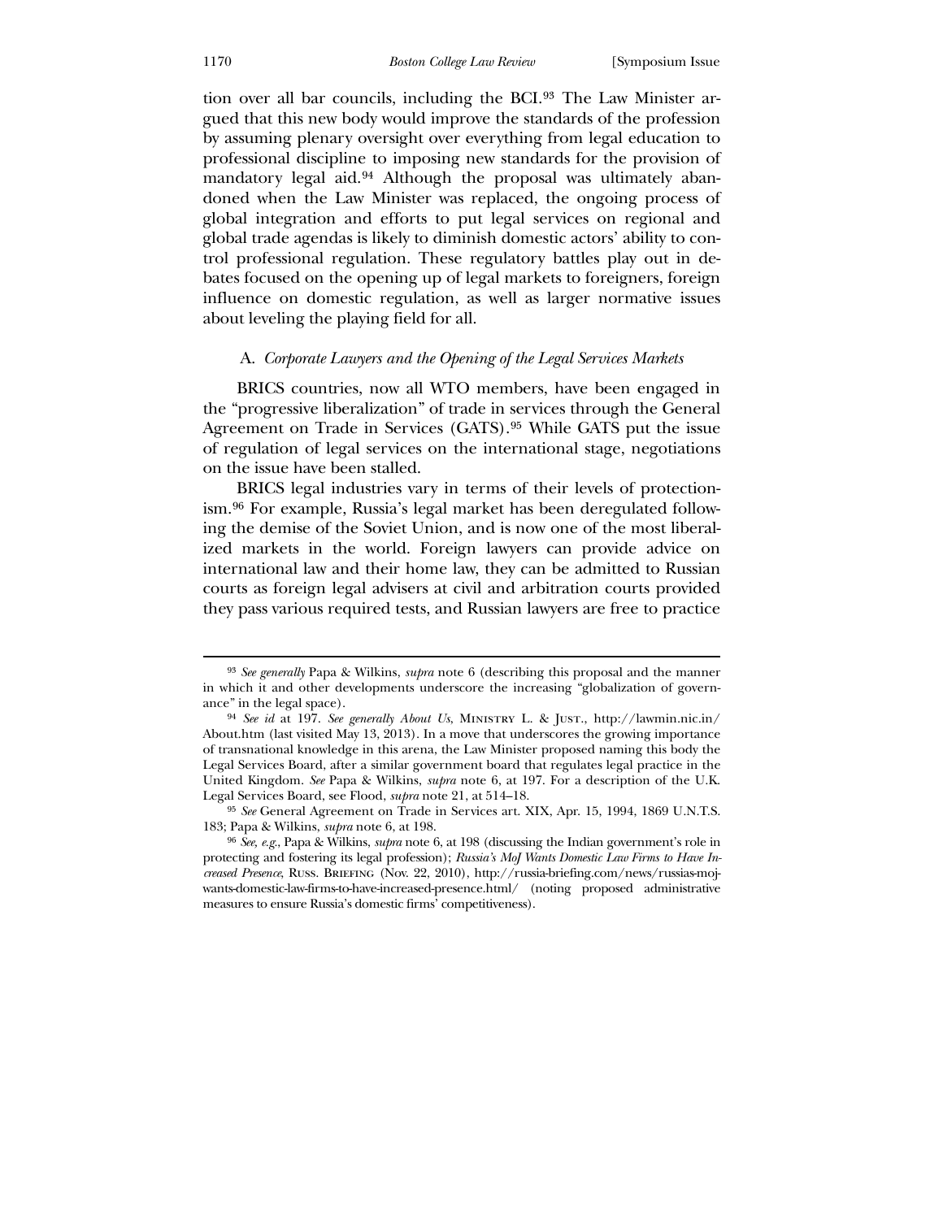tion over all bar councils, including the BCI.[93] The Law Minister argued that this new body would improve the standards of the profession by assuming plenary oversight over everything from legal education to professional discipline to imposing new standards for the provision of mandatory legal aid.[94] Although the proposal was ultimately abandoned when the Law Minister was replaced, the ongoing process of global integration and efforts to put legal services on regional and global trade agendas is likely to diminish domestic actors' ability to control professional regulation. These regulatory battles play out in debates focused on the opening up of legal markets to foreigners, foreign influence on domestic regulation, as well as larger normative issues about leveling the playing field for all.

### A. *Corporate Lawyers and the Opening of the Legal Services Markets*

BRICS countries, now all WTO members, have been engaged in the "progressive liberalization" of trade in services through the General Agreement on Trade in Services (GATS).[95] While GATS put the issue of regulation of legal services on the international stage, negotiations on the issue have been stalled.

BRICS legal industries vary in terms of their levels of protectionism.[96] For example, Russia's legal market has been deregulated following the demise of the Soviet Union, and is now one of the most liberalized markets in the world. Foreign lawyers can provide advice on international law and their home law, they can be admitted to Russian courts as foreign legal advisers at civil and arbitration courts provided they pass various required tests, and Russian lawyers are free to practice

---

[93] *See generally* Papa & Wilkins, *supra* note 6 (describing this proposal and the manner in which it and other developments underscore the increasing "globalization of governance" in the legal space).

[94] *See id* at 197. *See generally About Us*, Ministry L. & Just., http://lawmin.nic.in/About.htm (last visited May 13, 2013). In a move that underscores the growing importance of transnational knowledge in this arena, the Law Minister proposed naming this body the Legal Services Board, after a similar government board that regulates legal practice in the United Kingdom. *See* Papa & Wilkins, *supra* note 6, at 197. For a description of the U.K. Legal Services Board, see Flood, *supra* note 21, at 514–18.

[95] *See* General Agreement on Trade in Services art. XIX, Apr. 15, 1994, 1869 U.N.T.S. 183; Papa & Wilkins, *supra* note 6, at 198.

[96] *See, e.g.*, Papa & Wilkins, *supra* note 6, at 198 (discussing the Indian government's role in protecting and fostering its legal profession); *Russia's MoJ Wants Domestic Law Firms to Have Increased Presence*, Russ. Briefing (Nov. 22, 2010), http://russia-briefing.com/news/russias-moj-wants-domestic-law-firms-to-have-increased-presence.html/ (noting proposed administrative measures to ensure Russia's domestic firms' competitiveness).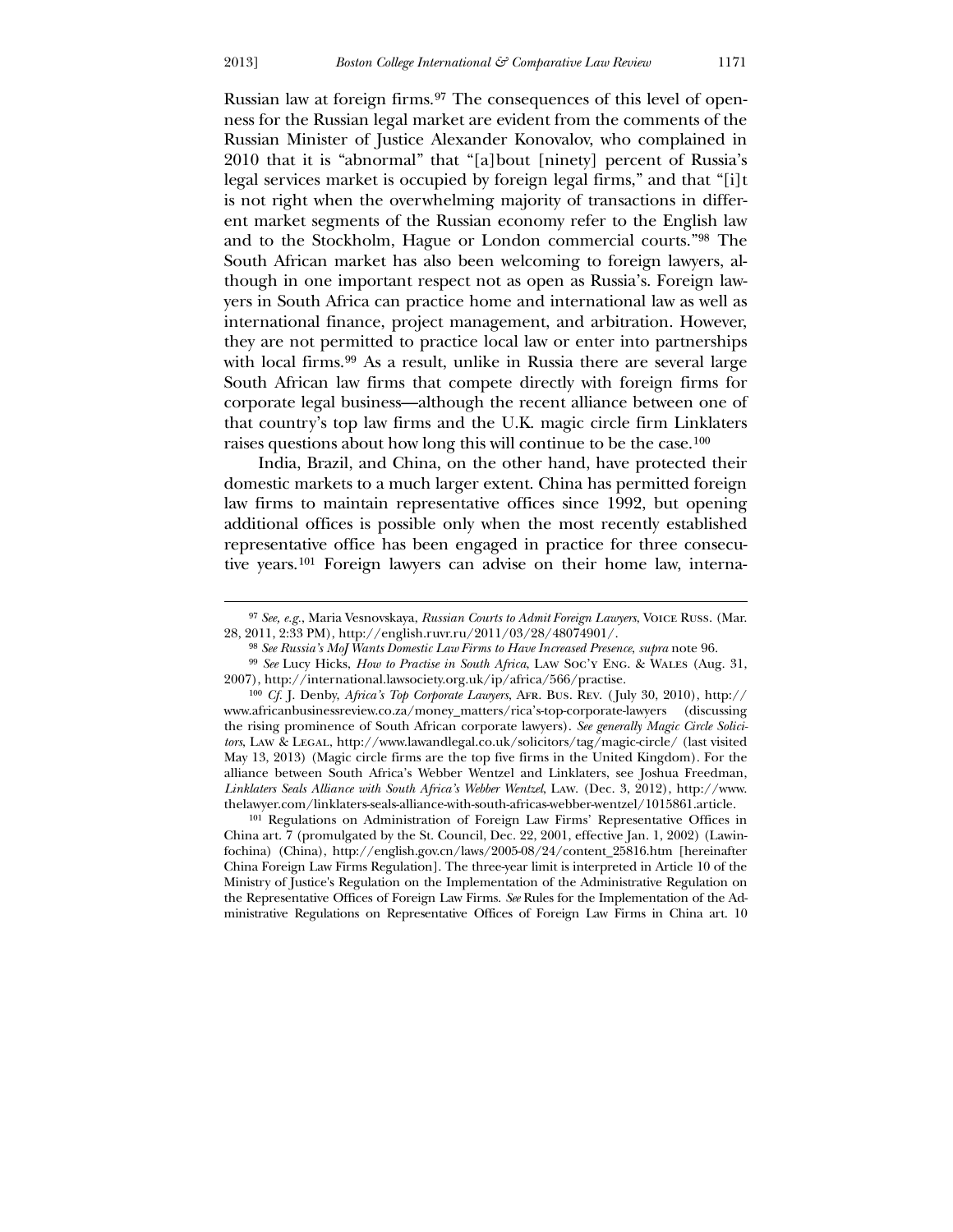Russian law at foreign firms.[97] The consequences of this level of openness for the Russian legal market are evident from the comments of the Russian Minister of Justice Alexander Konovalov, who complained in 2010 that it is "abnormal" that "[a]bout [ninety] percent of Russia's legal services market is occupied by foreign legal firms," and that "[i]t is not right when the overwhelming majority of transactions in different market segments of the Russian economy refer to the English law and to the Stockholm, Hague or London commercial courts."[98] The South African market has also been welcoming to foreign lawyers, although in one important respect not as open as Russia's. Foreign lawyers in South Africa can practice home and international law as well as international finance, project management, and arbitration. However, they are not permitted to practice local law or enter into partnerships with local firms.[99] As a result, unlike in Russia there are several large South African law firms that compete directly with foreign firms for corporate legal business—although the recent alliance between one of that country's top law firms and the U.K. magic circle firm Linklaters raises questions about how long this will continue to be the case.[100]

India, Brazil, and China, on the other hand, have protected their domestic markets to a much larger extent. China has permitted foreign law firms to maintain representative offices since 1992, but opening additional offices is possible only when the most recently established representative office has been engaged in practice for three consecutive years.[101] Foreign lawyers can advise on their home law, interna-

---

[97] *See, e.g.*, Maria Vesnovskaya, *Russian Courts to Admit Foreign Lawyers*, Voice Russ. (Mar. 28, 2011, 2:33 PM), http://english.ruvr.ru/2011/03/28/48074901/.

[98] *See Russia's MoJ Wants Domestic Law Firms to Have Increased Presence*, *supra* note 96.

[99] *See* Lucy Hicks, *How to Practise in South Africa*, Law Soc'y Eng. & Wales (Aug. 31, 2007), http://international.lawsociety.org.uk/ip/africa/566/practise.

[100] *Cf.* J. Denby, *Africa's Top Corporate Lawyers*, Afr. Bus. Rev. (July 30, 2010), http://www.africanbusinessreview.co.za/money_matters/rica's-top-corporate-lawyers (discussing the rising prominence of South African corporate lawyers). *See generally Magic Circle Solicitors*, Law & Legal, http://www.lawandlegal.co.uk/solicitors/tag/magic-circle/ (last visited May 13, 2013) (Magic circle firms are the top five firms in the United Kingdom). For the alliance between South Africa's Webber Wentzel and Linklaters, see Joshua Freedman, *Linklaters Seals Alliance with South Africa's Webber Wentzel*, Law. (Dec. 3, 2012), http://www.thelawyer.com/linklaters-seals-alliance-with-south-africas-webber-wentzel/1015861.article.

[101] Regulations on Administration of Foreign Law Firms' Representative Offices in China art. 7 (promulgated by the St. Council, Dec. 22, 2001, effective Jan. 1, 2002) (Lawinfochina) (China), http://english.gov.cn/laws/2005-08/24/content_25816.htm [hereinafter China Foreign Law Firms Regulation]. The three-year limit is interpreted in Article 10 of the Ministry of Justice's Regulation on the Implementation of the Administrative Regulation on the Representative Offices of Foreign Law Firms. *See* Rules for the Implementation of the Administrative Regulations on Representative Offices of Foreign Law Firms in China art. 10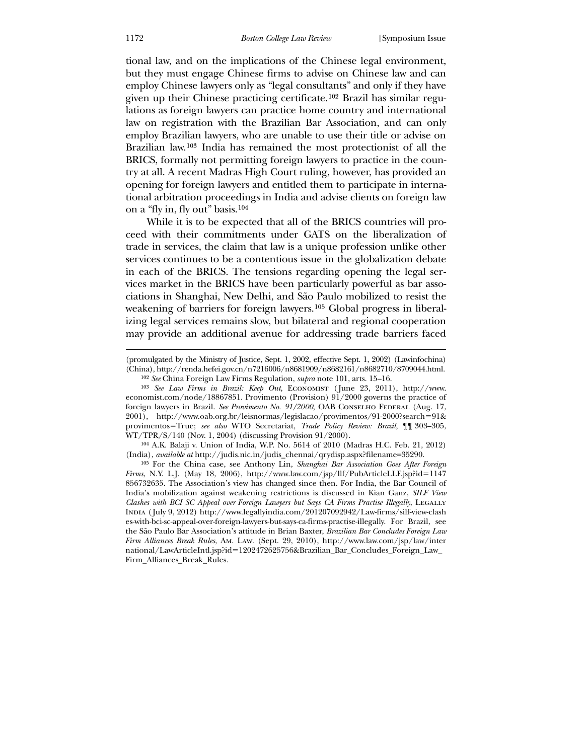tional law, and on the implications of the Chinese legal environment, but they must engage Chinese firms to advise on Chinese law and can employ Chinese lawyers only as "legal consultants" and only if they have given up their Chinese practicing certificate.[102] Brazil has similar regulations as foreign lawyers can practice home country and international law on registration with the Brazilian Bar Association, and can only employ Brazilian lawyers, who are unable to use their title or advise on Brazilian law.[103] India has remained the most protectionist of all the BRICS, formally not permitting foreign lawyers to practice in the country at all. A recent Madras High Court ruling, however, has provided an opening for foreign lawyers and entitled them to participate in international arbitration proceedings in India and advise clients on foreign law on a "fly in, fly out" basis.[104]

While it is to be expected that all of the BRICS countries will proceed with their commitments under GATS on the liberalization of trade in services, the claim that law is a unique profession unlike other services continues to be a contentious issue in the globalization debate in each of the BRICS. The tensions regarding opening the legal services market in the BRICS have been particularly powerful as bar associations in Shanghai, New Delhi, and São Paulo mobilized to resist the weakening of barriers for foreign lawyers.[105] Global progress in liberalizing legal services remains slow, but bilateral and regional cooperation may provide an additional avenue for addressing trade barriers faced

---

(promulgated by the Ministry of Justice, Sept. 1, 2002, effective Sept. 1, 2002) (Lawinfochina) (China), http://renda.hefei.gov.cn/n7216006/n8681909/n8682161/n8682710/8709044.html.

[102] *See* China Foreign Law Firms Regulation, *supra* note 101, arts. 15–16.

[103] *See Law Firms in Brazil: Keep Out*, ECONOMIST (June 23, 2011), http://www.economist.com/node/18867851. Provimento (Provision) 91/2000 governs the practice of foreign lawyers in Brazil. *See Provimento No. 91/2000*, OAB CONSELHO FEDERAL (Aug. 17, 2001), http://www.oab.org.br/leisnormas/legislacao/provimentos/91-2000?search=91&provimentos=True; *see also* WTO Secretariat, *Trade Policy Review: Brazil*, ¶¶ 303–305, WT/TPR/S/140 (Nov. 1, 2004) (discussing Provision 91/2000).

[104] A.K. Balaji v. Union of India, W.P. No. 5614 of 2010 (Madras H.C. Feb. 21, 2012) (India), *available at* http://judis.nic.in/judis_chennai/qrydisp.aspx?filename=35290.

[105] For the China case, see Anthony Lin, *Shanghai Bar Association Goes After Foreign Firms*, N.Y. L.J. (May 18, 2006), http://www.law.com/jsp/llf/PubArticleLLF.jsp?id=1147856732635. The Association's view has changed since then. For India, the Bar Council of India's mobilization against weakening restrictions is discussed in Kian Ganz, *SILF View Clashes with BCI SC Appeal over Foreign Lawyers but Says CA Firms Practise Illegally*, LEGALLY INDIA (July 9, 2012) http://www.legallyindia.com/201207092942/Law-firms/silf-view-clashes-with-bci-sc-appeal-over-foreign-lawyers-but-says-ca-firms-practise-illegally. For Brazil, see the São Paulo Bar Association's attitude in Brian Baxter, *Brazilian Bar Concludes Foreign Law Firm Alliances Break Rules*, AM. LAW. (Sept. 29, 2010), http://www.law.com/jsp/law/international/LawArticleIntl.jsp?id=1202472625756&Brazilian_Bar_Concludes_Foreign_Law_Firm_Alliances_Break_Rules.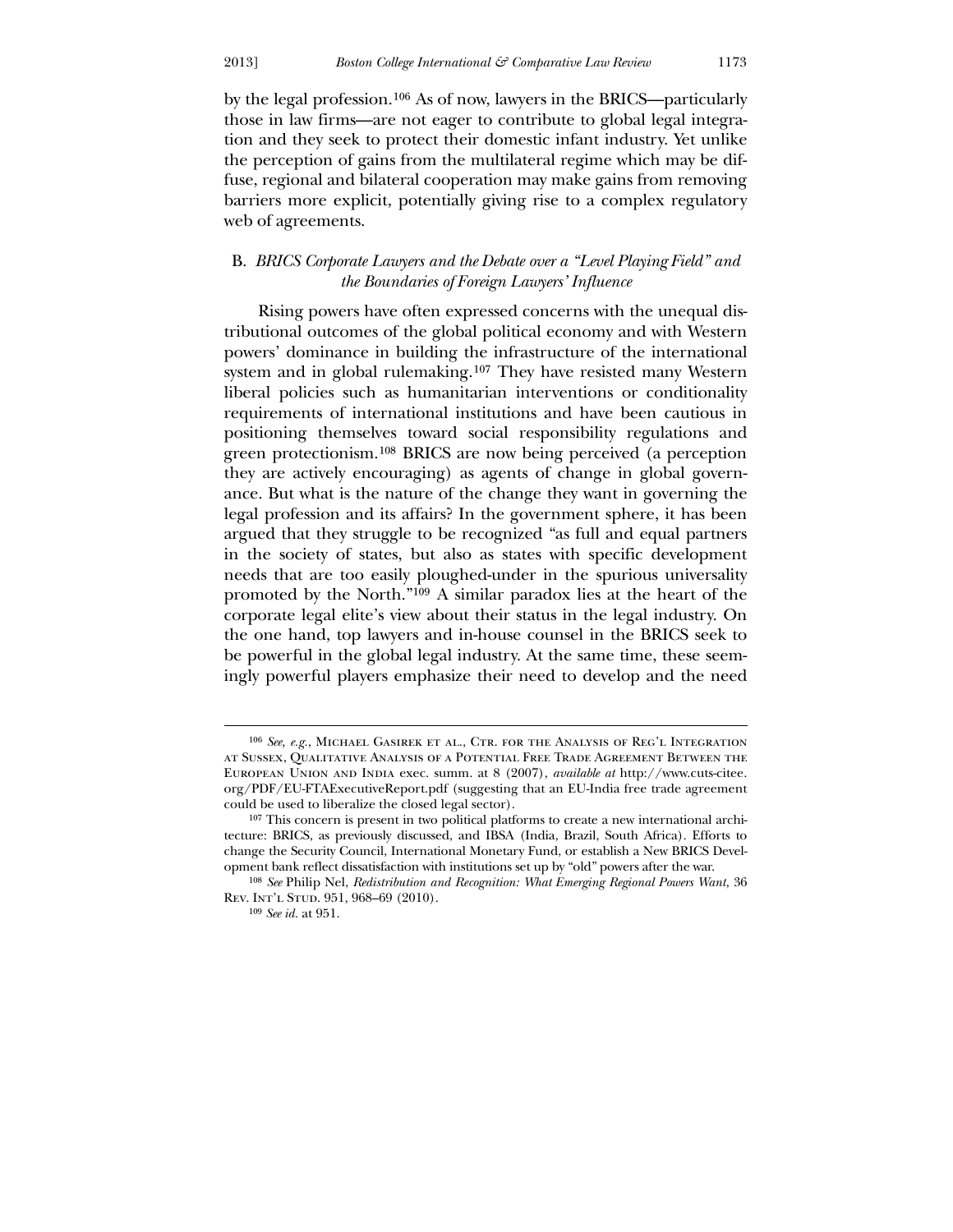by the legal profession.[106] As of now, lawyers in the BRICS—particularly those in law firms—are not eager to contribute to global legal integration and they seek to protect their domestic infant industry. Yet unlike the perception of gains from the multilateral regime which may be diffuse, regional and bilateral cooperation may make gains from removing barriers more explicit, potentially giving rise to a complex regulatory web of agreements.

### B. *BRICS Corporate Lawyers and the Debate over a "Level Playing Field" and the Boundaries of Foreign Lawyers' Influence*

Rising powers have often expressed concerns with the unequal distributional outcomes of the global political economy and with Western powers' dominance in building the infrastructure of the international system and in global rulemaking.[107] They have resisted many Western liberal policies such as humanitarian interventions or conditionality requirements of international institutions and have been cautious in positioning themselves toward social responsibility regulations and green protectionism.[108] BRICS are now being perceived (a perception they are actively encouraging) as agents of change in global governance. But what is the nature of the change they want in governing the legal profession and its affairs? In the government sphere, it has been argued that they struggle to be recognized "as full and equal partners in the society of states, but also as states with specific development needs that are too easily ploughed-under in the spurious universality promoted by the North."[109] A similar paradox lies at the heart of the corporate legal elite's view about their status in the legal industry. On the one hand, top lawyers and in-house counsel in the BRICS seek to be powerful in the global legal industry. At the same time, these seemingly powerful players emphasize their need to develop and the need

---

[106] *See, e.g.*, Michael Gasirek et al., Ctr. for the Analysis of Reg'l Integration at Sussex, Qualitative Analysis of a Potential Free Trade Agreement Between the European Union and India exec. summ. at 8 (2007), *available at* http://www.cuts-citee.org/PDF/EU-FTAExecutiveReport.pdf (suggesting that an EU-India free trade agreement could be used to liberalize the closed legal sector).

[107] This concern is present in two political platforms to create a new international architecture: BRICS, as previously discussed, and IBSA (India, Brazil, South Africa). Efforts to change the Security Council, International Monetary Fund, or establish a New BRICS Development bank reflect dissatisfaction with institutions set up by "old" powers after the war.

[108] *See* Philip Nel, *Redistribution and Recognition: What Emerging Regional Powers Want*, 36 Rev. Int'l Stud. 951, 968–69 (2010).

[109] *See id.* at 951.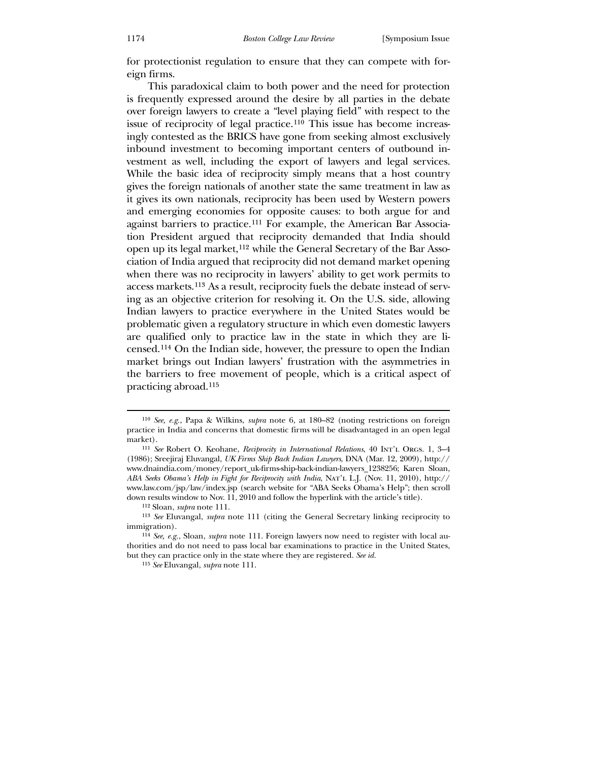for protectionist regulation to ensure that they can compete with foreign firms.

This paradoxical claim to both power and the need for protection is frequently expressed around the desire by all parties in the debate over foreign lawyers to create a "level playing field" with respect to the issue of reciprocity of legal practice.[110] This issue has become increasingly contested as the BRICS have gone from seeking almost exclusively inbound investment to becoming important centers of outbound investment as well, including the export of lawyers and legal services. While the basic idea of reciprocity simply means that a host country gives the foreign nationals of another state the same treatment in law as it gives its own nationals, reciprocity has been used by Western powers and emerging economies for opposite causes: to both argue for and against barriers to practice.[111] For example, the American Bar Association President argued that reciprocity demanded that India should open up its legal market,[112] while the General Secretary of the Bar Association of India argued that reciprocity did not demand market opening when there was no reciprocity in lawyers' ability to get work permits to access markets.[113] As a result, reciprocity fuels the debate instead of serving as an objective criterion for resolving it. On the U.S. side, allowing Indian lawyers to practice everywhere in the United States would be problematic given a regulatory structure in which even domestic lawyers are qualified only to practice law in the state in which they are licensed.[114] On the Indian side, however, the pressure to open the Indian market brings out Indian lawyers' frustration with the asymmetries in the barriers to free movement of people, which is a critical aspect of practicing abroad.[115]

---

[110] *See, e.g.*, Papa & Wilkins, *supra* note 6, at 180–82 (noting restrictions on foreign practice in India and concerns that domestic firms will be disadvantaged in an open legal market).

[111] *See* Robert O. Keohane, *Reciprocity in International Relations*, 40 Int'l Orgs. 1, 3–4 (1986); Sreejiraj Eluvangal, *UK Firms Ship Back Indian Lawyers*, DNA (Mar. 12, 2009), http://www.dnaindia.com/money/report_uk-firms-ship-back-indian-lawyers_1238256; Karen Sloan, *ABA Seeks Obama's Help in Fight for Reciprocity with India*, Nat'l L.J. (Nov. 11, 2010), http://www.law.com/jsp/law/index.jsp (search website for "ABA Seeks Obama's Help"; then scroll down results window to Nov. 11, 2010 and follow the hyperlink with the article's title).

[112] Sloan, *supra* note 111.

[113] *See* Eluvangal, *supra* note 111 (citing the General Secretary linking reciprocity to immigration).

[114] *See, e.g.*, Sloan, *supra* note 111. Foreign lawyers now need to register with local authorities and do not need to pass local bar examinations to practice in the United States, but they can practice only in the state where they are registered. *See id.*

[115] *See* Eluvangal, *supra* note 111.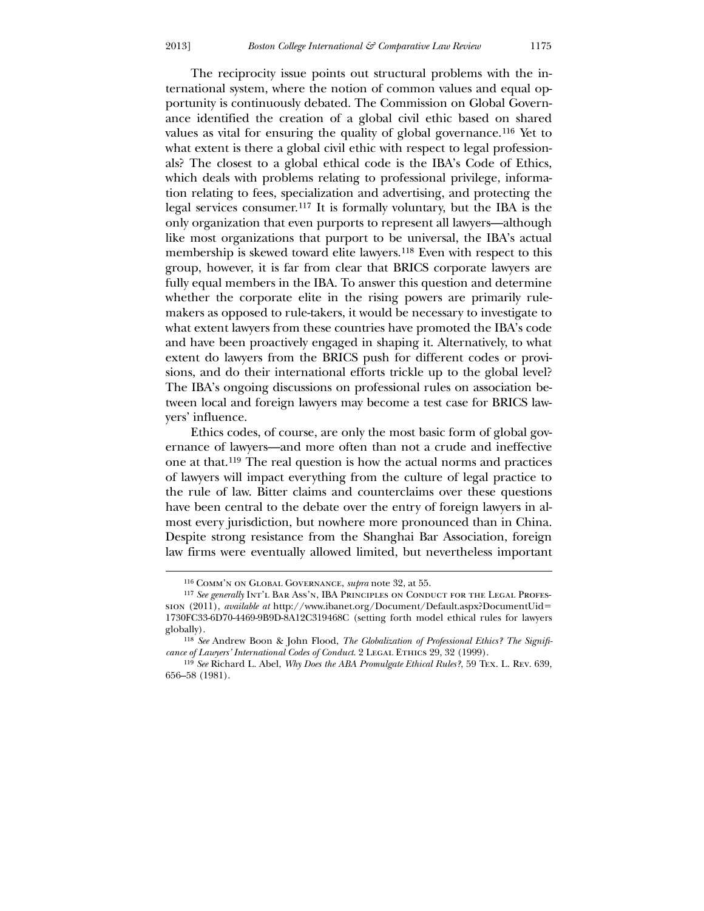The reciprocity issue points out structural problems with the international system, where the notion of common values and equal opportunity is continuously debated. The Commission on Global Governance identified the creation of a global civil ethic based on shared values as vital for ensuring the quality of global governance.[116] Yet to what extent is there a global civil ethic with respect to legal professionals? The closest to a global ethical code is the IBA's Code of Ethics, which deals with problems relating to professional privilege, information relating to fees, specialization and advertising, and protecting the legal services consumer.[117] It is formally voluntary, but the IBA is the only organization that even purports to represent all lawyers—although like most organizations that purport to be universal, the IBA's actual membership is skewed toward elite lawyers.[118] Even with respect to this group, however, it is far from clear that BRICS corporate lawyers are fully equal members in the IBA. To answer this question and determine whether the corporate elite in the rising powers are primarily rule-makers as opposed to rule-takers, it would be necessary to investigate to what extent lawyers from these countries have promoted the IBA's code and have been proactively engaged in shaping it. Alternatively, to what extent do lawyers from the BRICS push for different codes or provisions, and do their international efforts trickle up to the global level? The IBA's ongoing discussions on professional rules on association between local and foreign lawyers may become a test case for BRICS lawyers' influence.

Ethics codes, of course, are only the most basic form of global governance of lawyers—and more often than not a crude and ineffective one at that.[119] The real question is how the actual norms and practices of lawyers will impact everything from the culture of legal practice to the rule of law. Bitter claims and counterclaims over these questions have been central to the debate over the entry of foreign lawyers in almost every jurisdiction, but nowhere more pronounced than in China. Despite strong resistance from the Shanghai Bar Association, foreign law firms were eventually allowed limited, but nevertheless important

---

[116] Comm'n on Global Governance, *supra* note 32, at 55.

[117] *See generally* Int'l Bar Ass'n, IBA Principles on Conduct for the Legal Profession (2011), *available at* http://www.ibanet.org/Document/Default.aspx?DocumentUid=1730FC33-6D70-4469-9B9D-8A12C319468C (setting forth model ethical rules for lawyers globally).

[118] *See* Andrew Boon & John Flood, *The Globalization of Professional Ethics? The Significance of Lawyers' International Codes of Conduct*. 2 Legal Ethics 29, 32 (1999).

[119] *See* Richard L. Abel, *Why Does the ABA Promulgate Ethical Rules?*, 59 Tex. L. Rev. 639, 656–58 (1981).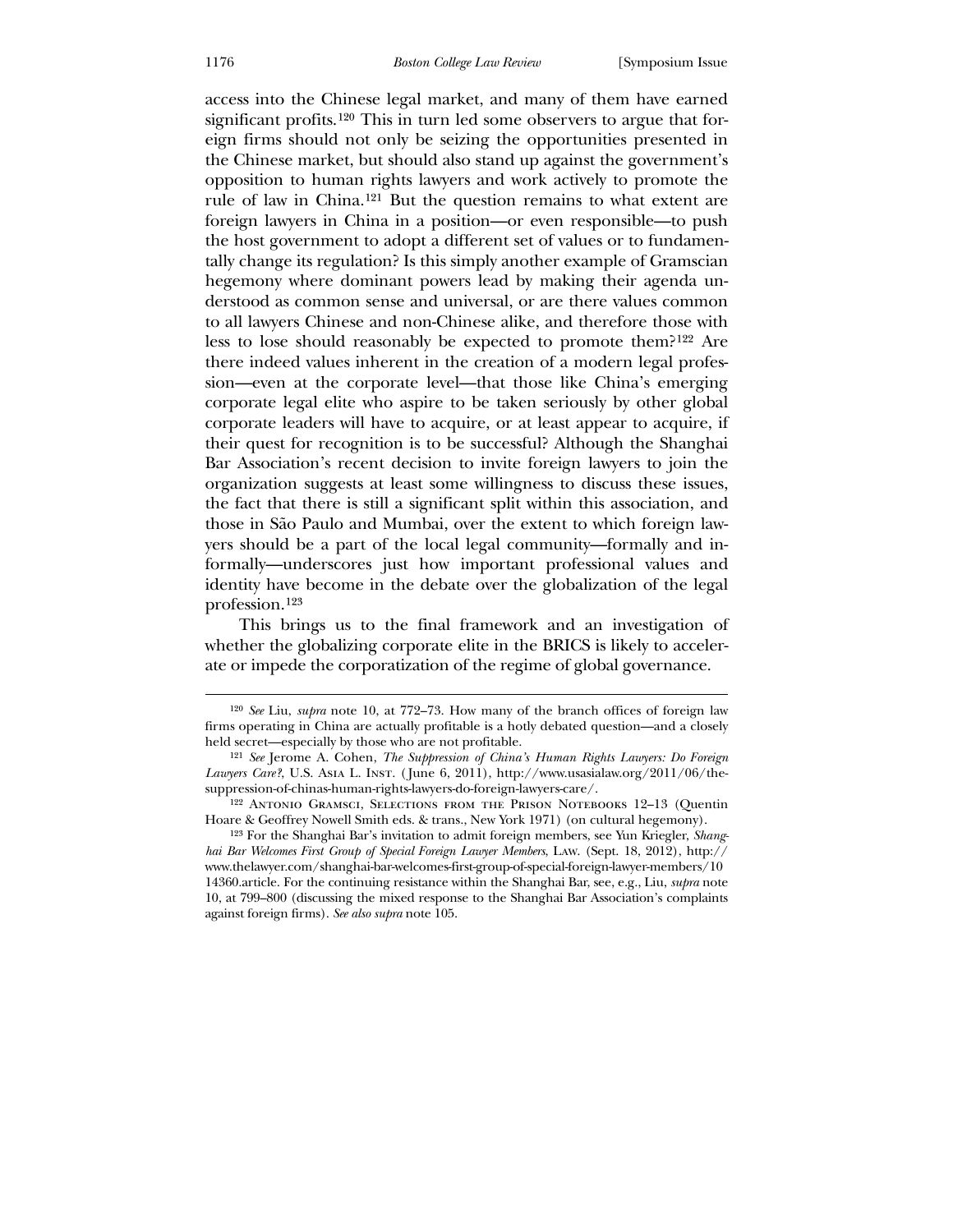access into the Chinese legal market, and many of them have earned significant profits.[120] This in turn led some observers to argue that foreign firms should not only be seizing the opportunities presented in the Chinese market, but should also stand up against the government's opposition to human rights lawyers and work actively to promote the rule of law in China.[121] But the question remains to what extent are foreign lawyers in China in a position—or even responsible—to push the host government to adopt a different set of values or to fundamentally change its regulation? Is this simply another example of Gramscian hegemony where dominant powers lead by making their agenda understood as common sense and universal, or are there values common to all lawyers Chinese and non-Chinese alike, and therefore those with less to lose should reasonably be expected to promote them?[122] Are there indeed values inherent in the creation of a modern legal profession—even at the corporate level—that those like China's emerging corporate legal elite who aspire to be taken seriously by other global corporate leaders will have to acquire, or at least appear to acquire, if their quest for recognition is to be successful? Although the Shanghai Bar Association's recent decision to invite foreign lawyers to join the organization suggests at least some willingness to discuss these issues, the fact that there is still a significant split within this association, and those in São Paulo and Mumbai, over the extent to which foreign lawyers should be a part of the local legal community—formally and informally—underscores just how important professional values and identity have become in the debate over the globalization of the legal profession.[123]

This brings us to the final framework and an investigation of whether the globalizing corporate elite in the BRICS is likely to accelerate or impede the corporatization of the regime of global governance.

---

[120] *See* Liu, *supra* note 10, at 772–73. How many of the branch offices of foreign law firms operating in China are actually profitable is a hotly debated question—and a closely held secret—especially by those who are not profitable.

[121] *See* Jerome A. Cohen, *The Suppression of China's Human Rights Lawyers: Do Foreign Lawyers Care?*, U.S. Asia L. Inst. (June 6, 2011), http://www.usasialaw.org/2011/06/the-suppression-of-chinas-human-rights-lawyers-do-foreign-lawyers-care/.

[122] Antonio Gramsci, Selections from the Prison Notebooks 12–13 (Quentin Hoare & Geoffrey Nowell Smith eds. & trans., New York 1971) (on cultural hegemony).

[123] For the Shanghai Bar's invitation to admit foreign members, see Yun Kriegler, *Shanghai Bar Welcomes First Group of Special Foreign Lawyer Members*, Law. (Sept. 18, 2012), http://www.thelawyer.com/shanghai-bar-welcomes-first-group-of-special-foreign-lawyer-members/1014360.article. For the continuing resistance within the Shanghai Bar, see, e.g., Liu, *supra* note 10, at 799–800 (discussing the mixed response to the Shanghai Bar Association's complaints against foreign firms). *See also supra* note 105.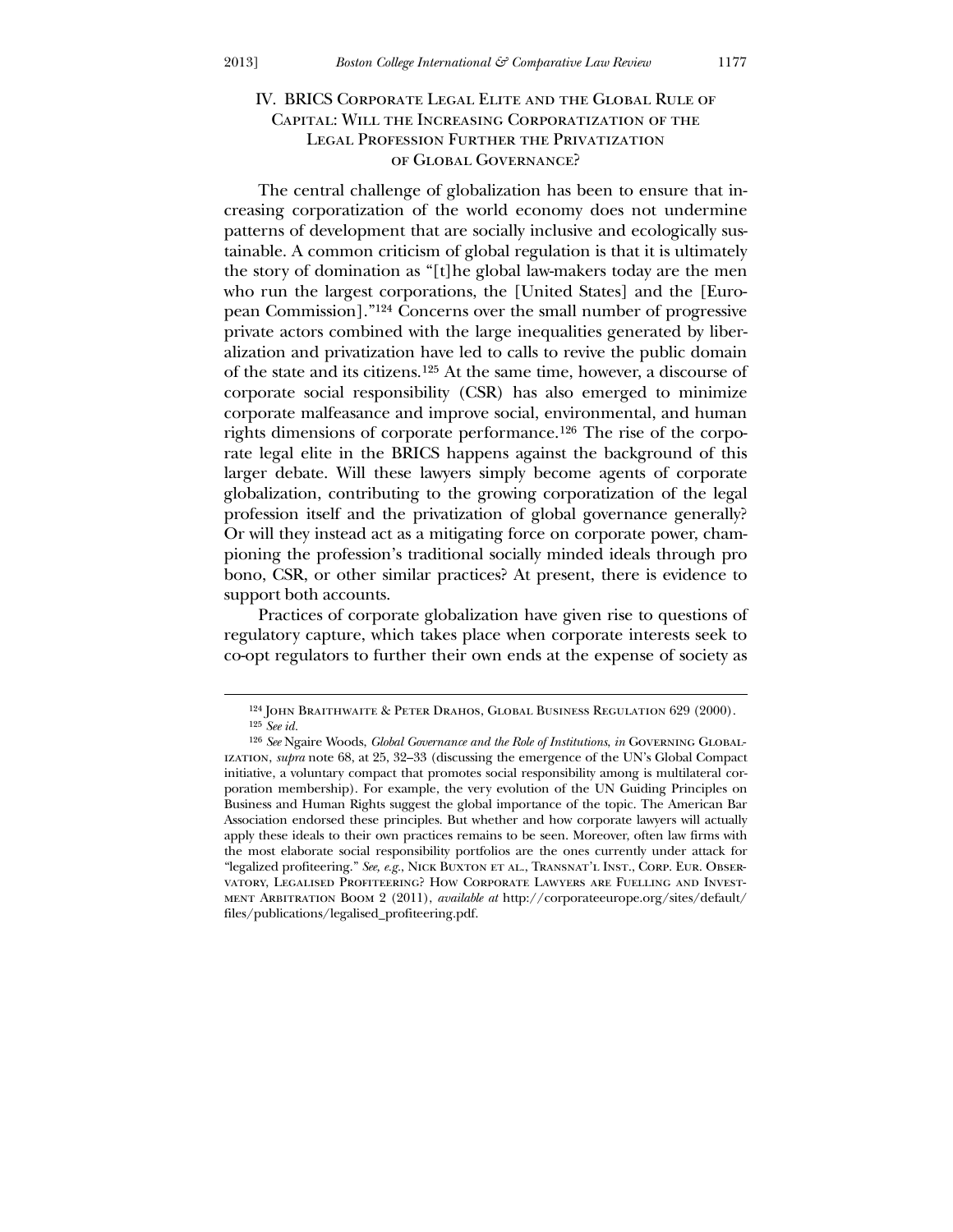## IV. BRICS Corporate Legal Elite and the Global Rule of Capital: Will the Increasing Corporatization of the Legal Profession Further the Privatization of Global Governance?

The central challenge of globalization has been to ensure that increasing corporatization of the world economy does not undermine patterns of development that are socially inclusive and ecologically sustainable. A common criticism of global regulation is that it is ultimately the story of domination as "[t]he global law-makers today are the men who run the largest corporations, the [United States] and the [European Commission]."[124] Concerns over the small number of progressive private actors combined with the large inequalities generated by liberalization and privatization have led to calls to revive the public domain of the state and its citizens.[125] At the same time, however, a discourse of corporate social responsibility (CSR) has also emerged to minimize corporate malfeasance and improve social, environmental, and human rights dimensions of corporate performance.[126] The rise of the corporate legal elite in the BRICS happens against the background of this larger debate. Will these lawyers simply become agents of corporate globalization, contributing to the growing corporatization of the legal profession itself and the privatization of global governance generally? Or will they instead act as a mitigating force on corporate power, championing the profession's traditional socially minded ideals through pro bono, CSR, or other similar practices? At present, there is evidence to support both accounts.

Practices of corporate globalization have given rise to questions of regulatory capture, which takes place when corporate interests seek to co-opt regulators to further their own ends at the expense of society as

---

[124] John Braithwaite & Peter Drahos, Global Business Regulation 629 (2000).

[125] *See id.*

[126] *See* Ngaire Woods, *Global Governance and the Role of Institutions*, *in* Governing Globalization, *supra* note 68, at 25, 32–33 (discussing the emergence of the UN's Global Compact initiative, a voluntary compact that promotes social responsibility among is multilateral corporation membership). For example, the very evolution of the UN Guiding Principles on Business and Human Rights suggest the global importance of the topic. The American Bar Association endorsed these principles. But whether and how corporate lawyers will actually apply these ideals to their own practices remains to be seen. Moreover, often law firms with the most elaborate social responsibility portfolios are the ones currently under attack for "legalized profiteering." *See, e.g.*, Nick Buxton et al., Transnat'l Inst., Corp. Eur. Observatory, Legalised Profiteering? How Corporate Lawyers are Fuelling and Investment Arbitration Boom 2 (2011), *available at* http://corporateeurope.org/sites/default/files/publications/legalised_profiteering.pdf.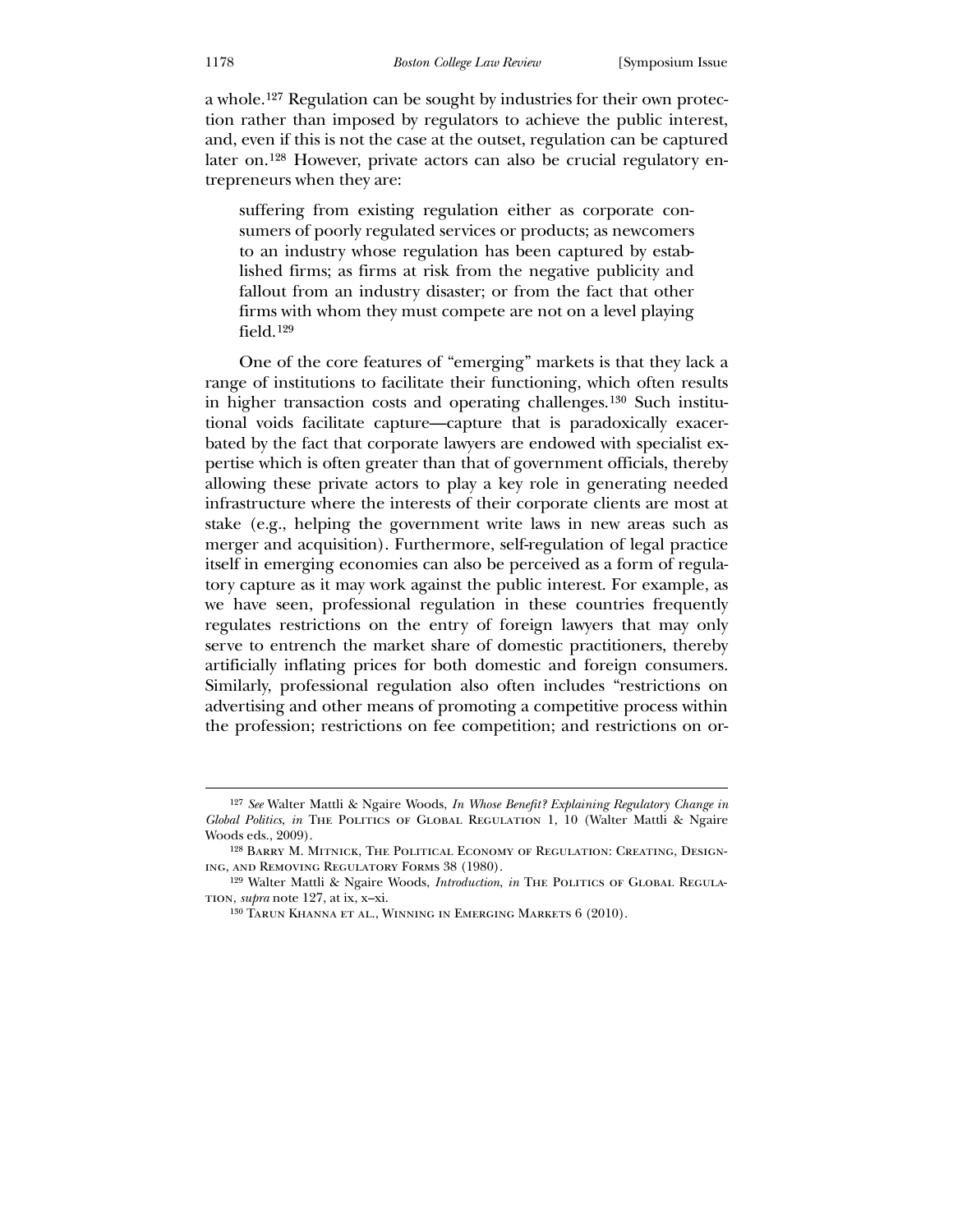a whole.[127] Regulation can be sought by industries for their own protection rather than imposed by regulators to achieve the public interest, and, even if this is not the case at the outset, regulation can be captured later on.[128] However, private actors can also be crucial regulatory entrepreneurs when they are:

> suffering from existing regulation either as corporate consumers of poorly regulated services or products; as newcomers to an industry whose regulation has been captured by established firms; as firms at risk from the negative publicity and fallout from an industry disaster; or from the fact that other firms with whom they must compete are not on a level playing field.[129]

One of the core features of "emerging" markets is that they lack a range of institutions to facilitate their functioning, which often results in higher transaction costs and operating challenges.[130] Such institutional voids facilitate capture—capture that is paradoxically exacerbated by the fact that corporate lawyers are endowed with specialist expertise which is often greater than that of government officials, thereby allowing these private actors to play a key role in generating needed infrastructure where the interests of their corporate clients are most at stake (e.g., helping the government write laws in new areas such as merger and acquisition). Furthermore, self-regulation of legal practice itself in emerging economies can also be perceived as a form of regulatory capture as it may work against the public interest. For example, as we have seen, professional regulation in these countries frequently regulates restrictions on the entry of foreign lawyers that may only serve to entrench the market share of domestic practitioners, thereby artificially inflating prices for both domestic and foreign consumers. Similarly, professional regulation also often includes "restrictions on advertising and other means of promoting a competitive process within the profession; restrictions on fee competition; and restrictions on or-

---

[127] *See* Walter Mattli & Ngaire Woods, *In Whose Benefit? Explaining Regulatory Change in Global Politics*, *in* The Politics of Global Regulation 1, 10 (Walter Mattli & Ngaire Woods eds., 2009).

[128] Barry M. Mitnick, The Political Economy of Regulation: Creating, Designing, and Removing Regulatory Forms 38 (1980).

[129] Walter Mattli & Ngaire Woods, *Introduction*, *in* The Politics of Global Regulation, *supra* note 127, at ix, x–xi.

[130] Tarun Khanna et al., Winning in Emerging Markets 6 (2010).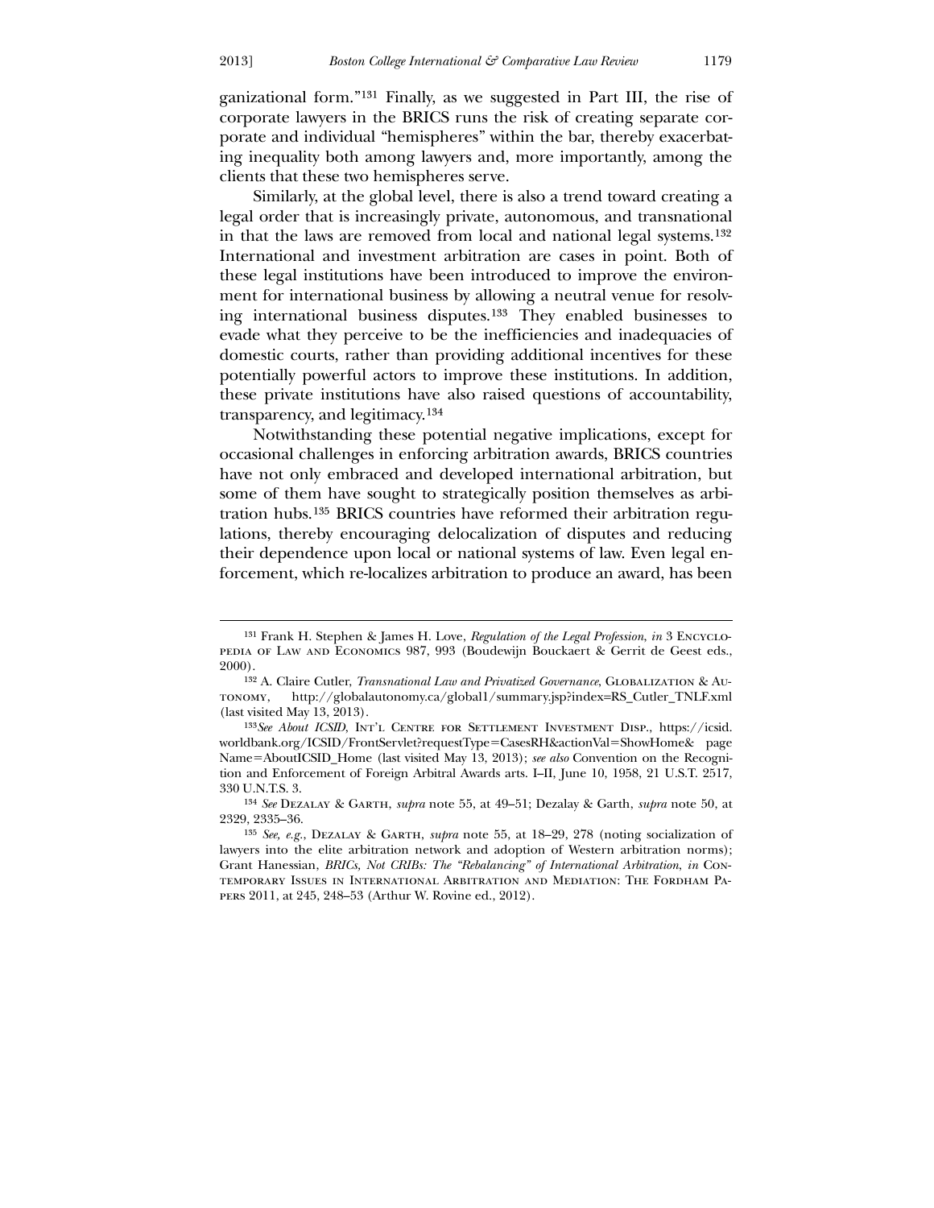ganizational form."[131] Finally, as we suggested in Part III, the rise of corporate lawyers in the BRICS runs the risk of creating separate corporate and individual "hemispheres" within the bar, thereby exacerbating inequality both among lawyers and, more importantly, among the clients that these two hemispheres serve.

Similarly, at the global level, there is also a trend toward creating a legal order that is increasingly private, autonomous, and transnational in that the laws are removed from local and national legal systems.[132] International and investment arbitration are cases in point. Both of these legal institutions have been introduced to improve the environment for international business by allowing a neutral venue for resolving international business disputes.[133] They enabled businesses to evade what they perceive to be the inefficiencies and inadequacies of domestic courts, rather than providing additional incentives for these potentially powerful actors to improve these institutions. In addition, these private institutions have also raised questions of accountability, transparency, and legitimacy.[134]

Notwithstanding these potential negative implications, except for occasional challenges in enforcing arbitration awards, BRICS countries have not only embraced and developed international arbitration, but some of them have sought to strategically position themselves as arbitration hubs.[135] BRICS countries have reformed their arbitration regulations, thereby encouraging delocalization of disputes and reducing their dependence upon local or national systems of law. Even legal enforcement, which re-localizes arbitration to produce an award, has been

---

[131] Frank H. Stephen & James H. Love, *Regulation of the Legal Profession*, *in* 3 Encyclopedia of Law and Economics 987, 993 (Boudewijn Bouckaert & Gerrit de Geest eds., 2000).

[132] A. Claire Cutler, *Transnational Law and Privatized Governance*, Globalization & Autonomy, http://globalautonomy.ca/global1/summary.jsp?index=RS_Cutler_TNLF.xml (last visited May 13, 2013).

[133] *See About ICSID*, Int'l Centre for Settlement Investment Disp., https://icsid.worldbank.org/ICSID/FrontServlet?requestType=CasesRH&actionVal=ShowHome& pageName=AboutICSID_Home (last visited May 13, 2013); *see also* Convention on the Recognition and Enforcement of Foreign Arbitral Awards arts. I–II, June 10, 1958, 21 U.S.T. 2517, 330 U.N.T.S. 3.

[134] *See* Dezalay & Garth, *supra* note 55, at 49–51; Dezalay & Garth, *supra* note 50, at 2329, 2335–36.

[135] *See, e.g.*, Dezalay & Garth, *supra* note 55, at 18–29, 278 (noting socialization of lawyers into the elite arbitration network and adoption of Western arbitration norms); Grant Hanessian, *BRICs, Not CRIBs: The "Rebalancing" of International Arbitration*, *in* Contemporary Issues in International Arbitration and Mediation: The Fordham Papers 2011, at 245, 248–53 (Arthur W. Rovine ed., 2012).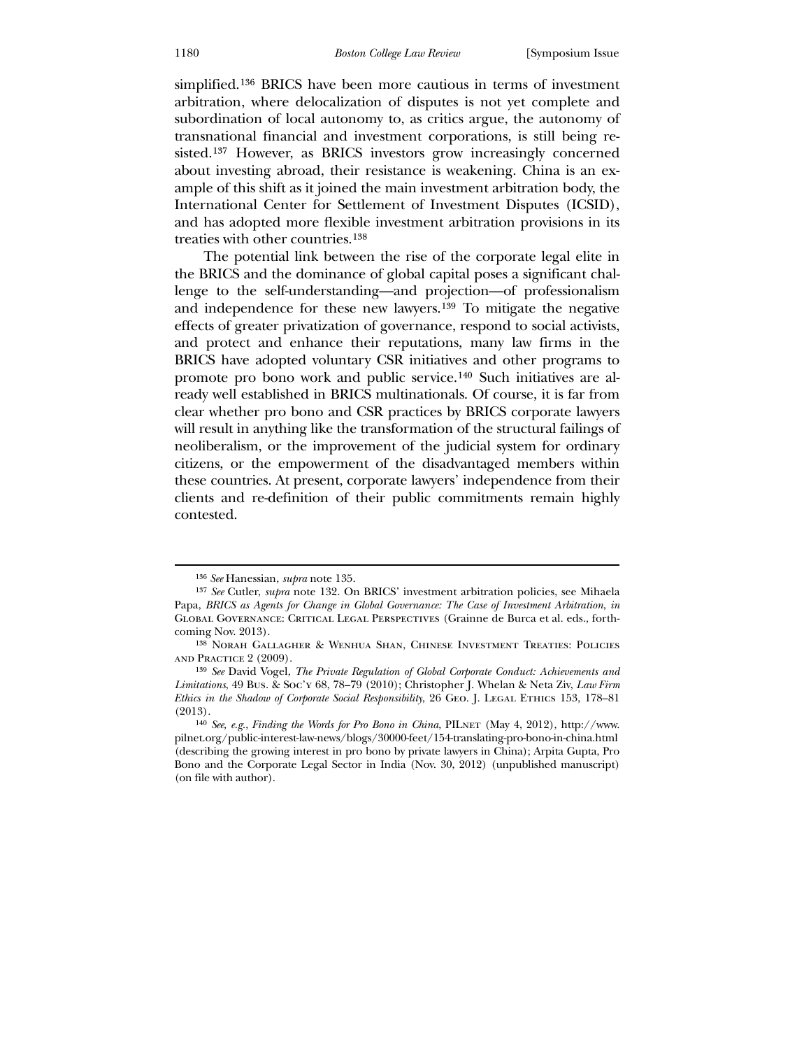simplified.[136] BRICS have been more cautious in terms of investment arbitration, where delocalization of disputes is not yet complete and subordination of local autonomy to, as critics argue, the autonomy of transnational financial and investment corporations, is still being resisted.[137] However, as BRICS investors grow increasingly concerned about investing abroad, their resistance is weakening. China is an example of this shift as it joined the main investment arbitration body, the International Center for Settlement of Investment Disputes (ICSID), and has adopted more flexible investment arbitration provisions in its treaties with other countries.[138]

The potential link between the rise of the corporate legal elite in the BRICS and the dominance of global capital poses a significant challenge to the self-understanding—and projection—of professionalism and independence for these new lawyers.[139] To mitigate the negative effects of greater privatization of governance, respond to social activists, and protect and enhance their reputations, many law firms in the BRICS have adopted voluntary CSR initiatives and other programs to promote pro bono work and public service.[140] Such initiatives are already well established in BRICS multinationals. Of course, it is far from clear whether pro bono and CSR practices by BRICS corporate lawyers will result in anything like the transformation of the structural failings of neoliberalism, or the improvement of the judicial system for ordinary citizens, or the empowerment of the disadvantaged members within these countries. At present, corporate lawyers' independence from their clients and re-definition of their public commitments remain highly contested.

---

[136] *See* Hanessian, *supra* note 135.

[137] *See* Cutler, *supra* note 132. On BRICS' investment arbitration policies, see Mihaela Papa, *BRICS as Agents for Change in Global Governance: The Case of Investment Arbitration*, *in* Global Governance: Critical Legal Perspectives (Grainne de Burca et al. eds., forthcoming Nov. 2013).

[138] Norah Gallagher & Wenhua Shan, Chinese Investment Treaties: Policies and Practice 2 (2009).

[139] *See* David Vogel, *The Private Regulation of Global Corporate Conduct: Achievements and Limitations*, 49 Bus. & Soc'y 68, 78–79 (2010); Christopher J. Whelan & Neta Ziv, *Law Firm Ethics in the Shadow of Corporate Social Responsibility*, 26 Geo. J. Legal Ethics 153, 178–81 (2013).

[140] *See, e.g.*, *Finding the Words for Pro Bono in China*, PILnet (May 4, 2012), http://www.pilnet.org/public-interest-law-news/blogs/30000-feet/154-translating-pro-bono-in-china.html (describing the growing interest in pro bono by private lawyers in China); Arpita Gupta, Pro Bono and the Corporate Legal Sector in India (Nov. 30, 2012) (unpublished manuscript) (on file with author).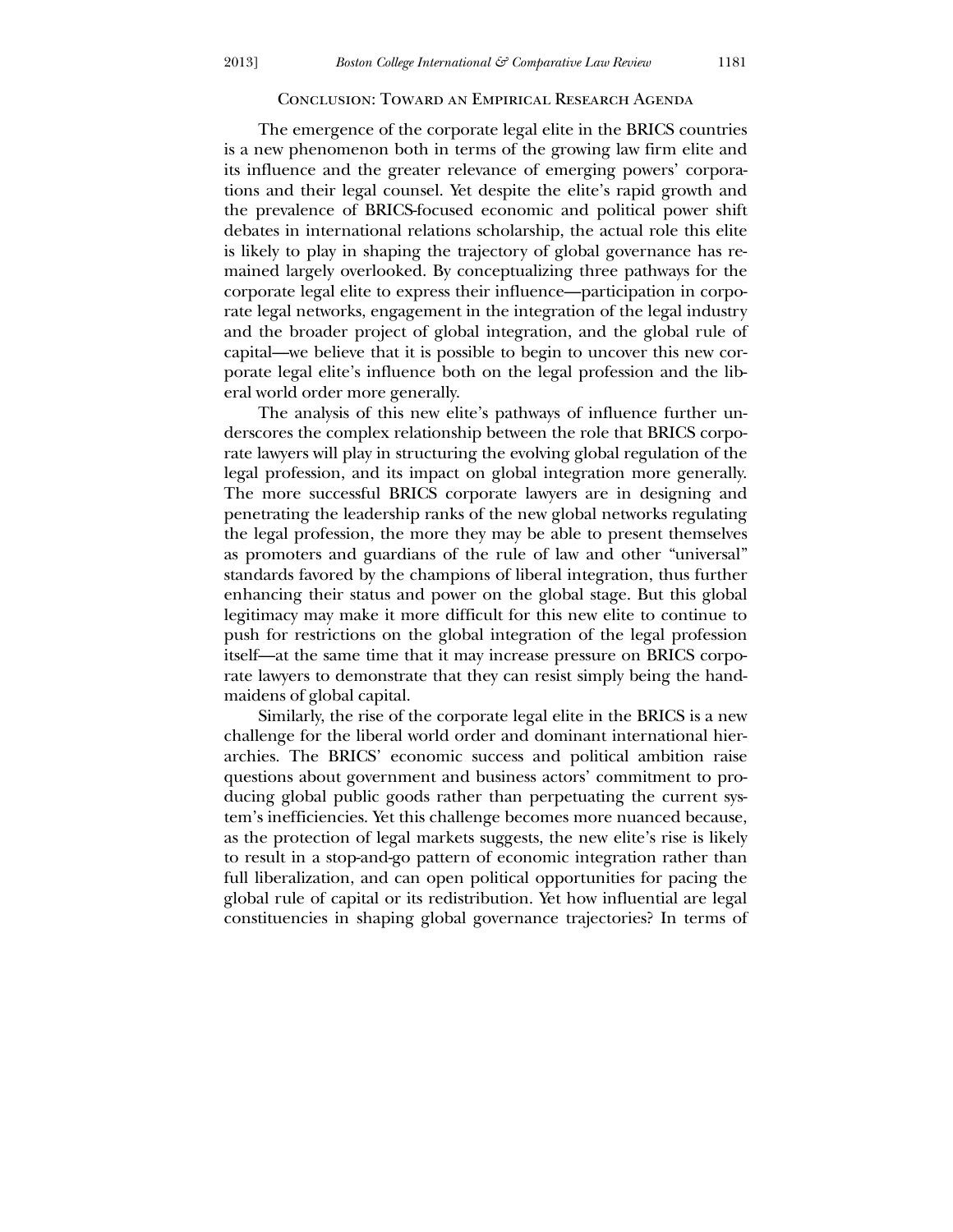## Conclusion: Toward an Empirical Research Agenda

The emergence of the corporate legal elite in the BRICS countries is a new phenomenon both in terms of the growing law firm elite and its influence and the greater relevance of emerging powers' corporations and their legal counsel. Yet despite the elite's rapid growth and the prevalence of BRICS-focused economic and political power shift debates in international relations scholarship, the actual role this elite is likely to play in shaping the trajectory of global governance has remained largely overlooked. By conceptualizing three pathways for the corporate legal elite to express their influence—participation in corporate legal networks, engagement in the integration of the legal industry and the broader project of global integration, and the global rule of capital—we believe that it is possible to begin to uncover this new corporate legal elite's influence both on the legal profession and the liberal world order more generally.

The analysis of this new elite's pathways of influence further underscores the complex relationship between the role that BRICS corporate lawyers will play in structuring the evolving global regulation of the legal profession, and its impact on global integration more generally. The more successful BRICS corporate lawyers are in designing and penetrating the leadership ranks of the new global networks regulating the legal profession, the more they may be able to present themselves as promoters and guardians of the rule of law and other "universal" standards favored by the champions of liberal integration, thus further enhancing their status and power on the global stage. But this global legitimacy may make it more difficult for this new elite to continue to push for restrictions on the global integration of the legal profession itself—at the same time that it may increase pressure on BRICS corporate lawyers to demonstrate that they can resist simply being the handmaidens of global capital.

Similarly, the rise of the corporate legal elite in the BRICS is a new challenge for the liberal world order and dominant international hierarchies. The BRICS' economic success and political ambition raise questions about government and business actors' commitment to producing global public goods rather than perpetuating the current system's inefficiencies. Yet this challenge becomes more nuanced because, as the protection of legal markets suggests, the new elite's rise is likely to result in a stop-and-go pattern of economic integration rather than full liberalization, and can open political opportunities for pacing the global rule of capital or its redistribution. Yet how influential are legal constituencies in shaping global governance trajectories? In terms of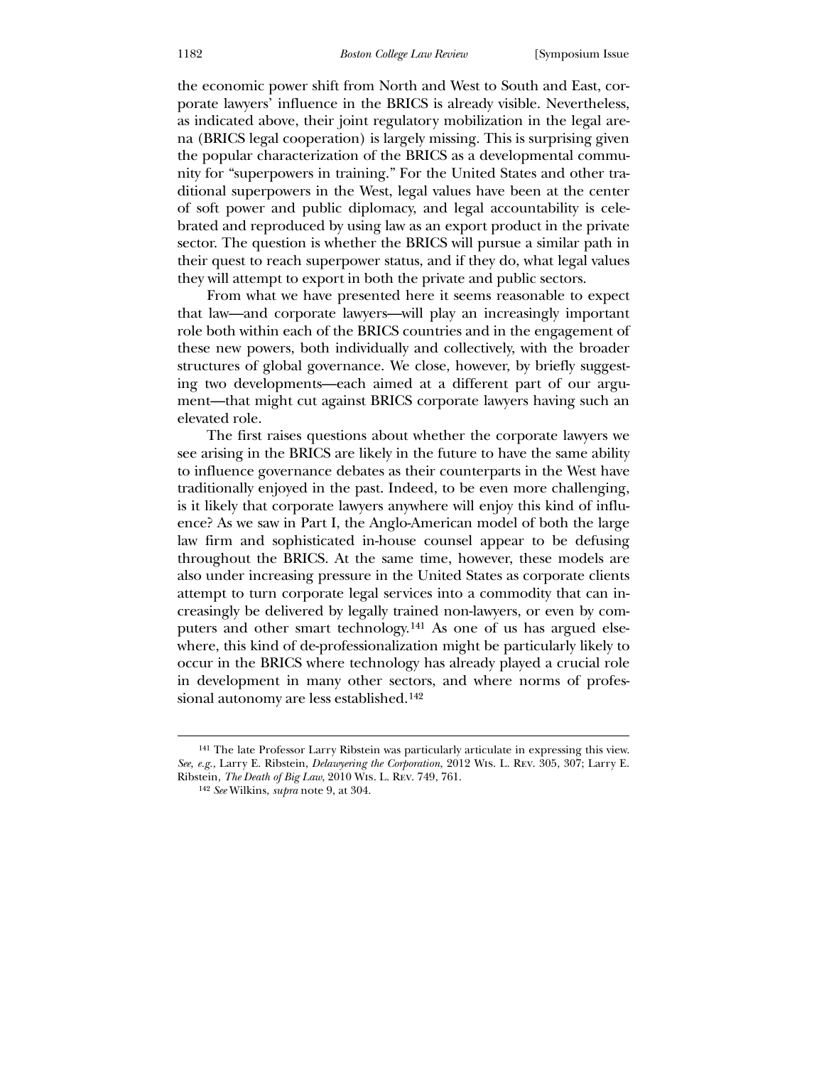the economic power shift from North and West to South and East, corporate lawyers' influence in the BRICS is already visible. Nevertheless, as indicated above, their joint regulatory mobilization in the legal arena (BRICS legal cooperation) is largely missing. This is surprising given the popular characterization of the BRICS as a developmental community for "superpowers in training." For the United States and other traditional superpowers in the West, legal values have been at the center of soft power and public diplomacy, and legal accountability is celebrated and reproduced by using law as an export product in the private sector. The question is whether the BRICS will pursue a similar path in their quest to reach superpower status, and if they do, what legal values they will attempt to export in both the private and public sectors.

From what we have presented here it seems reasonable to expect that law—and corporate lawyers—will play an increasingly important role both within each of the BRICS countries and in the engagement of these new powers, both individually and collectively, with the broader structures of global governance. We close, however, by briefly suggesting two developments—each aimed at a different part of our argument—that might cut against BRICS corporate lawyers having such an elevated role.

The first raises questions about whether the corporate lawyers we see arising in the BRICS are likely in the future to have the same ability to influence governance debates as their counterparts in the West have traditionally enjoyed in the past. Indeed, to be even more challenging, is it likely that corporate lawyers anywhere will enjoy this kind of influence? As we saw in Part I, the Anglo-American model of both the large law firm and sophisticated in-house counsel appear to be defusing throughout the BRICS. At the same time, however, these models are also under increasing pressure in the United States as corporate clients attempt to turn corporate legal services into a commodity that can increasingly be delivered by legally trained non-lawyers, or even by computers and other smart technology.[141] As one of us has argued elsewhere, this kind of de-professionalization might be particularly likely to occur in the BRICS where technology has already played a crucial role in development in many other sectors, and where norms of professional autonomy are less established.[142]

---

[141] The late Professor Larry Ribstein was particularly articulate in expressing this view. *See, e.g.*, Larry E. Ribstein, *Delawyering the Corporation*, 2012 Wis. L. Rev. 305, 307; Larry E. Ribstein, *The Death of Big Law*, 2010 Wis. L. Rev. 749, 761.

[142] *See* Wilkins, *supra* note 9, at 304.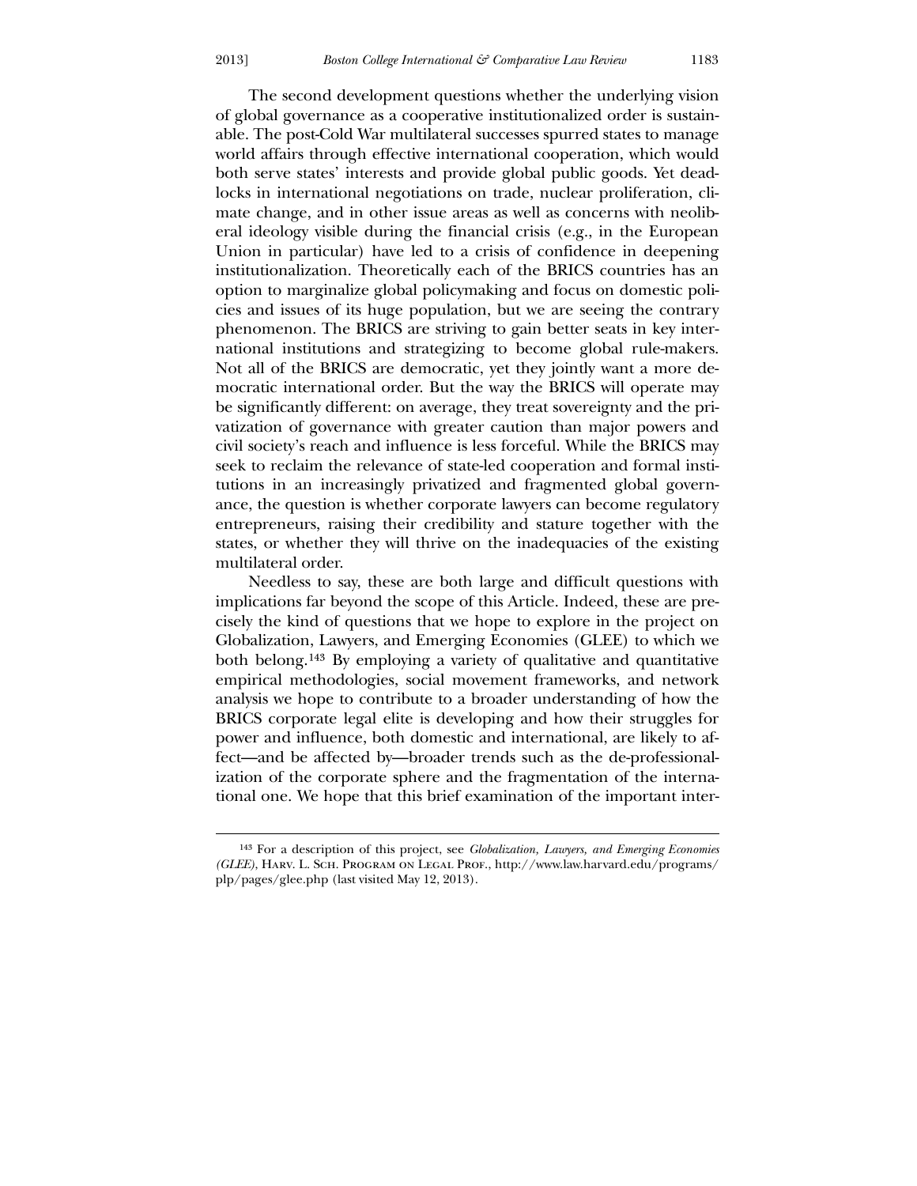The second development questions whether the underlying vision of global governance as a cooperative institutionalized order is sustainable. The post-Cold War multilateral successes spurred states to manage world affairs through effective international cooperation, which would both serve states' interests and provide global public goods. Yet deadlocks in international negotiations on trade, nuclear proliferation, climate change, and in other issue areas as well as concerns with neoliberal ideology visible during the financial crisis (e.g., in the European Union in particular) have led to a crisis of confidence in deepening institutionalization. Theoretically each of the BRICS countries has an option to marginalize global policymaking and focus on domestic policies and issues of its huge population, but we are seeing the contrary phenomenon. The BRICS are striving to gain better seats in key international institutions and strategizing to become global rule-makers. Not all of the BRICS are democratic, yet they jointly want a more democratic international order. But the way the BRICS will operate may be significantly different: on average, they treat sovereignty and the privatization of governance with greater caution than major powers and civil society's reach and influence is less forceful. While the BRICS may seek to reclaim the relevance of state-led cooperation and formal institutions in an increasingly privatized and fragmented global governance, the question is whether corporate lawyers can become regulatory entrepreneurs, raising their credibility and stature together with the states, or whether they will thrive on the inadequacies of the existing multilateral order.

Needless to say, these are both large and difficult questions with implications far beyond the scope of this Article. Indeed, these are precisely the kind of questions that we hope to explore in the project on Globalization, Lawyers, and Emerging Economies (GLEE) to which we both belong.[143] By employing a variety of qualitative and quantitative empirical methodologies, social movement frameworks, and network analysis we hope to contribute to a broader understanding of how the BRICS corporate legal elite is developing and how their struggles for power and influence, both domestic and international, are likely to affect—and be affected by—broader trends such as the de-professionalization of the corporate sphere and the fragmentation of the international one. We hope that this brief examination of the important inter-

---

[143] For a description of this project, see *Globalization, Lawyers, and Emerging Economies (GLEE)*, Harv. L. Sch. Program on Legal Prof., http://www.law.harvard.edu/programs/plp/pages/glee.php (last visited May 12, 2013).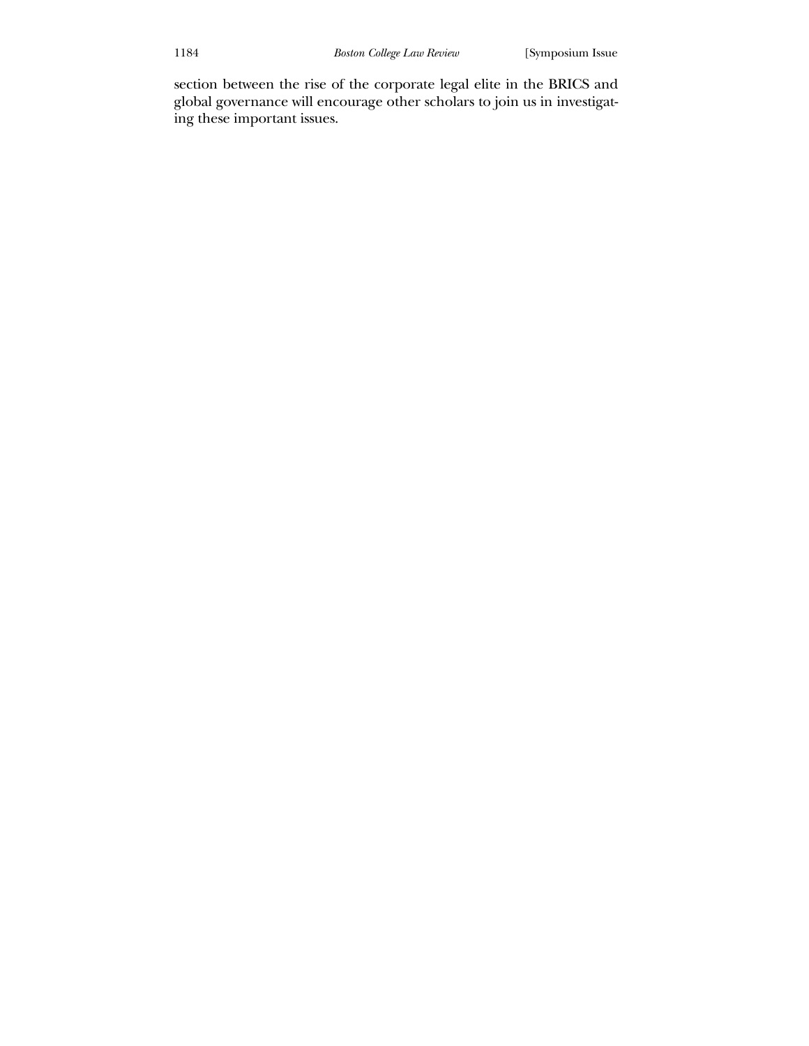section between the rise of the corporate legal elite in the BRICS and global governance will encourage other scholars to join us in investigating these important issues.